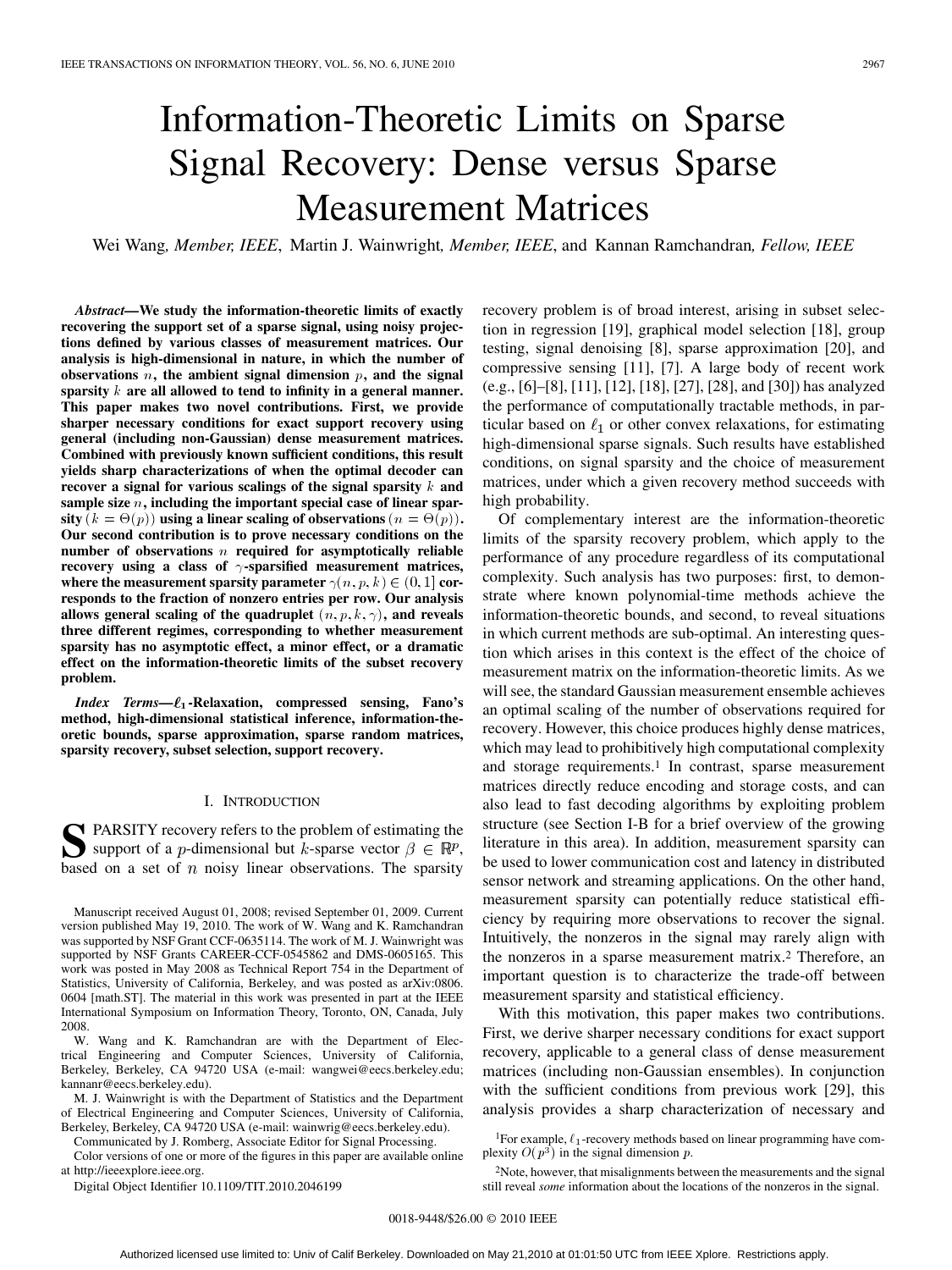# Information-Theoretic Limits on Sparse Signal Recovery: Dense versus Sparse Measurement Matrices

Wei Wang, *Member, IEEE*, Martin J. Wainwright, *Member, IEEE*, and Kannan Ramchandran, *Fellow, IEEE*

***Abstract*—We study the information-theoretic limits of exactly recovering the support set of a sparse signal, using noisy projections defined by various classes of measurement matrices. Our analysis is high-dimensional in nature, in which the number of observations $n$, the ambient signal dimension $p$, and the signal sparsity $k$ are all allowed to tend to infinity in a general manner. This paper makes two novel contributions. First, we provide sharper necessary conditions for exact support recovery using general (including non-Gaussian) dense measurement matrices. Combined with previously known sufficient conditions, this result yields sharp characterizations of when the optimal decoder can recover a signal for various scalings of the signal sparsity $k$ and sample size $n$, including the important special case of linear sparsity ($k = \Theta(p)$) using a linear scaling of observations ($n = \Theta(p)$). Our second contribution is to prove necessary conditions on the number of observations $n$ required for asymptotically reliable recovery using a class of $\gamma$-sparsified measurement matrices, where the measurement sparsity parameter $\gamma(n, p, k) \in (0, 1]$ corresponds to the fraction of nonzero entries per row. Our analysis allows general scaling of the quadruplet $(n, p, k, \gamma)$, and reveals three different regimes, corresponding to whether measurement sparsity has no asymptotic effect, a minor effect, or a dramatic effect on the information-theoretic limits of the subset recovery problem.**

***Index Terms*—$\ell_1$-Relaxation, compressed sensing, Fano's method, high-dimensional statistical inference, information-theoretic bounds, sparse approximation, sparse random matrices, sparsity recovery, subset selection, support recovery.**

## I. Introduction

SPARSITY recovery refers to the problem of estimating the support of a $p$-dimensional but $k$-sparse vector $\beta \in \mathbb{R}^p$, based on a set of $n$ noisy linear observations. The sparsity recovery problem is of broad interest, arising in subset selection in regression [19], graphical model selection [18], group testing, signal denoising [8], sparse approximation [20], and compressive sensing [11], [7]. A large body of recent work (e.g., [6]–[8], [11], [12], [18], [27], [28], and [30]) has analyzed the performance of computationally tractable methods, in particular based on $\ell_1$ or other convex relaxations, for estimating high-dimensional sparse signals. Such results have established conditions, on signal sparsity and the choice of measurement matrices, under which a given recovery method succeeds with high probability.

Of complementary interest are the information-theoretic limits of the sparsity recovery problem, which apply to the performance of any procedure regardless of its computational complexity. Such analysis has two purposes: first, to demonstrate where known polynomial-time methods achieve the information-theoretic bounds, and second, to reveal situations in which current methods are sub-optimal. An interesting question which arises in this context is the effect of the choice of measurement matrix on the information-theoretic limits. As we will see, the standard Gaussian measurement ensemble achieves an optimal scaling of the number of observations required for recovery. However, this choice produces highly dense matrices, which may lead to prohibitively high computational complexity and storage requirements.[1] In contrast, sparse measurement matrices directly reduce encoding and storage costs, and can also lead to fast decoding algorithms by exploiting problem structure (see Section I-B for a brief overview of the growing literature in this area). In addition, measurement sparsity can be used to lower communication cost and latency in distributed sensor network and streaming applications. On the other hand, measurement sparsity can potentially reduce statistical efficiency by requiring more observations to recover the signal. Intuitively, the nonzeros in the signal may rarely align with the nonzeros in a sparse measurement matrix.[2] Therefore, an important question is to characterize the trade-off between measurement sparsity and statistical efficiency.

With this motivation, this paper makes two contributions. First, we derive sharper necessary conditions for exact support recovery, applicable to a general class of dense measurement matrices (including non-Gaussian ensembles). In conjunction with the sufficient conditions from previous work [29], this analysis provides a sharp characterization of necessary and

Manuscript received August 01, 2008; revised September 01, 2009. Current version published May 19, 2010. The work of W. Wang and K. Ramchandran was supported by NSF Grant CCF-0635114. The work of M. J. Wainwright was supported by NSF Grants CAREER-CCF-0545862 and DMS-0605165. This work was posted in May 2008 as Technical Report 754 in the Department of Statistics, University of California, Berkeley, and was posted as arXiv:0806.0604 [math.ST]. The material in this work was presented in part at the IEEE International Symposium on Information Theory, Toronto, ON, Canada, July 2008.

W. Wang and K. Ramchandran are with the Department of Electrical Engineering and Computer Sciences, University of California, Berkeley, Berkeley, CA 94720 USA (e-mail: wangwei@eecs.berkeley.edu; kannanr@eecs.berkeley.edu).

M. J. Wainwright is with the Department of Statistics and the Department of Electrical Engineering and Computer Sciences, University of California, Berkeley, Berkeley, CA 94720 USA (e-mail: wainwrig@eecs.berkeley.edu).

Communicated by J. Romberg, Associate Editor for Signal Processing.

Color versions of one or more of the figures in this paper are available online at http://ieeexplore.ieee.org.

Digital Object Identifier 10.1109/TIT.2010.2046199

[1] For example, $\ell_1$-recovery methods based on linear programming have complexity $O(p^3)$ in the signal dimension $p$.

[2] Note, however, that misalignments between the measurements and the signal still reveal *some* information about the locations of the nonzeros in the signal.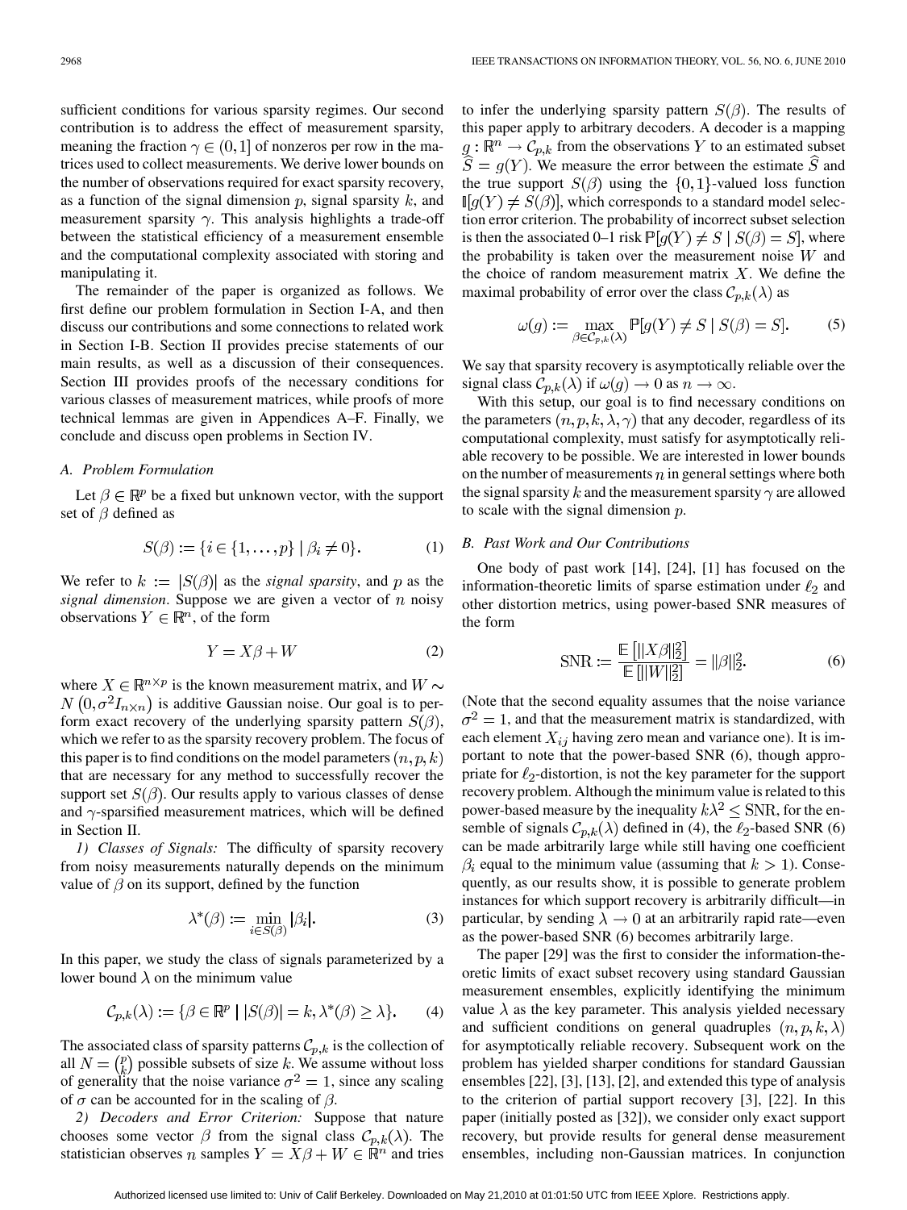sufficient conditions for various sparsity regimes. Our second contribution is to address the effect of measurement sparsity, meaning the fraction $\gamma \in (0, 1]$ of nonzeros per row in the matrices used to collect measurements. We derive lower bounds on the number of observations required for exact sparsity recovery, as a function of the signal dimension $p$, signal sparsity $k$, and measurement sparsity $\gamma$. This analysis highlights a trade-off between the statistical efficiency of a measurement ensemble and the computational complexity associated with storing and manipulating it.

The remainder of the paper is organized as follows. We first define our problem formulation in Section I-A, and then discuss our contributions and some connections to related work in Section I-B. Section II provides precise statements of our main results, as well as a discussion of their consequences. Section III provides proofs of the necessary conditions for various classes of measurement matrices, while proofs of more technical lemmas are given in Appendices A–F. Finally, we conclude and discuss open problems in Section IV.

### A. Problem Formulation

Let $\beta \in \mathbb{R}^p$ be a fixed but unknown vector, with the support set of $\beta$ defined as

$$S(\beta) := \{i \in \{1, \ldots, p\} \mid \beta_i \neq 0\}. \tag{1}$$

We refer to $k := |S(\beta)|$ as the *signal sparsity*, and $p$ as the *signal dimension*. Suppose we are given a vector of $n$ noisy observations $Y \in \mathbb{R}^n$, of the form

$$Y = X\beta + W \tag{2}$$

where $X \in \mathbb{R}^{n \times p}$ is the known measurement matrix, and $W \sim N(0, \sigma^2 I_{n\times n})$ is additive Gaussian noise. Our goal is to perform exact recovery of the underlying sparsity pattern $S(\beta)$, which we refer to as the sparsity recovery problem. The focus of this paper is to find conditions on the model parameters $(n, p, k)$ that are necessary for any method to successfully recover the support set $S(\beta)$. Our results apply to various classes of dense and $\gamma$-sparsified measurement matrices, which will be defined in Section II.

*1) Classes of Signals:* The difficulty of sparsity recovery from noisy measurements naturally depends on the minimum value of $\beta$ on its support, defined by the function

$$\lambda^*(\beta) := \min_{i \in S(\beta)} |\beta_i|. \tag{3}$$

In this paper, we study the class of signals parameterized by a lower bound $\lambda$ on the minimum value

$$\mathcal{C}_{p,k}(\lambda) := \{\beta \in \mathbb{R}^p \mid |S(\beta)| = k, \lambda^*(\beta) \geq \lambda\}. \tag{4}$$

The associated class of sparsity patterns $\mathcal{C}_{p,k}$ is the collection of all $N = \binom{p}{k}$ possible subsets of size $k$. We assume without loss of generality that the noise variance $\sigma^2 = 1$, since any scaling of $\sigma$ can be accounted for in the scaling of $\beta$.

*2) Decoders and Error Criterion:* Suppose that nature chooses some vector $\beta$ from the signal class $\mathcal{C}_{p,k}(\lambda)$. The statistician observes $n$ samples $Y = X\beta + W \in \mathbb{R}^n$ and tries to infer the underlying sparsity pattern $S(\beta)$. The results of this paper apply to arbitrary decoders. A decoder is a mapping $g : \mathbb{R}^n \to \mathcal{C}_{p,k}$ from the observations $Y$ to an estimated subset $\widehat{S} = g(Y)$. We measure the error between the estimate $\widehat{S}$ and the true support $S(\beta)$ using the $\{0, 1\}$-valued loss function $\mathbb{I}[g(Y) \neq S(\beta)]$, which corresponds to a standard model selection error criterion. The probability of incorrect subset selection is then the associated 0–1 risk $\mathbb{P}[g(Y) \neq S \mid S(\beta) = S]$, where the probability is taken over the measurement noise $W$ and the choice of random measurement matrix $X$. We define the maximal probability of error over the class $\mathcal{C}_{p,k}(\lambda)$ as

$$\omega(g) := \max_{\beta \in \mathcal{C}_{p,k}(\lambda)} \mathbb{P}[g(Y) \neq S \mid S(\beta) = S]. \tag{5}$$

We say that sparsity recovery is asymptotically reliable over the signal class $\mathcal{C}_{p,k}(\lambda)$ if $\omega(g) \to 0$ as $n \to \infty$.

With this setup, our goal is to find necessary conditions on the parameters $(n, p, k, \lambda, \gamma)$ that any decoder, regardless of its computational complexity, must satisfy for asymptotically reliable recovery to be possible. We are interested in lower bounds on the number of measurements $n$ in general settings where both the signal sparsity $k$ and the measurement sparsity $\gamma$ are allowed to scale with the signal dimension $p$.

### B. Past Work and Our Contributions

One body of past work [14], [24], [1] has focused on the information-theoretic limits of sparse estimation under $\ell_2$ and other distortion metrics, using power-based SNR measures of the form

$$\text{SNR} := \frac{\mathbb{E}\left[\|X\beta\|_2^2\right]}{\mathbb{E}\left[\|W\|_2^2\right]} = \|\beta\|_2^2. \tag{6}$$

(Note that the second equality assumes that the noise variance $\sigma^2 = 1$, and that the measurement matrix is standardized, with each element $X_{ij}$ having zero mean and variance one). It is important to note that the power-based SNR (6), though appropriate for $\ell_2$-distortion, is not the key parameter for the support recovery problem. Although the minimum value is related to this power-based measure by the inequality $k\lambda^2 \leq \text{SNR}$, for the ensemble of signals $\mathcal{C}_{p,k}(\lambda)$ defined in (4), the $\ell_2$-based SNR (6) can be made arbitrarily large while still having one coefficient $\beta_i$ equal to the minimum value (assuming that $k > 1$). Consequently, as our results show, it is possible to generate problem instances for which support recovery is arbitrarily difficult—in particular, by sending $\lambda \to 0$ at an arbitrarily rapid rate—even as the power-based SNR (6) becomes arbitrarily large.

The paper [29] was the first to consider the information-theoretic limits of exact subset recovery using standard Gaussian measurement ensembles, explicitly identifying the minimum value $\lambda$ as the key parameter. This analysis yielded necessary and sufficient conditions on general quadruples $(n, p, k, \lambda)$ for asymptotically reliable recovery. Subsequent work on the problem has yielded sharper conditions for standard Gaussian ensembles [22], [3], [13], [2], and extended this type of analysis to the criterion of partial support recovery [3], [22]. In this paper (initially posted as [32]), we consider only exact support recovery, but provide results for general dense measurement ensembles, including non-Gaussian matrices. In conjunction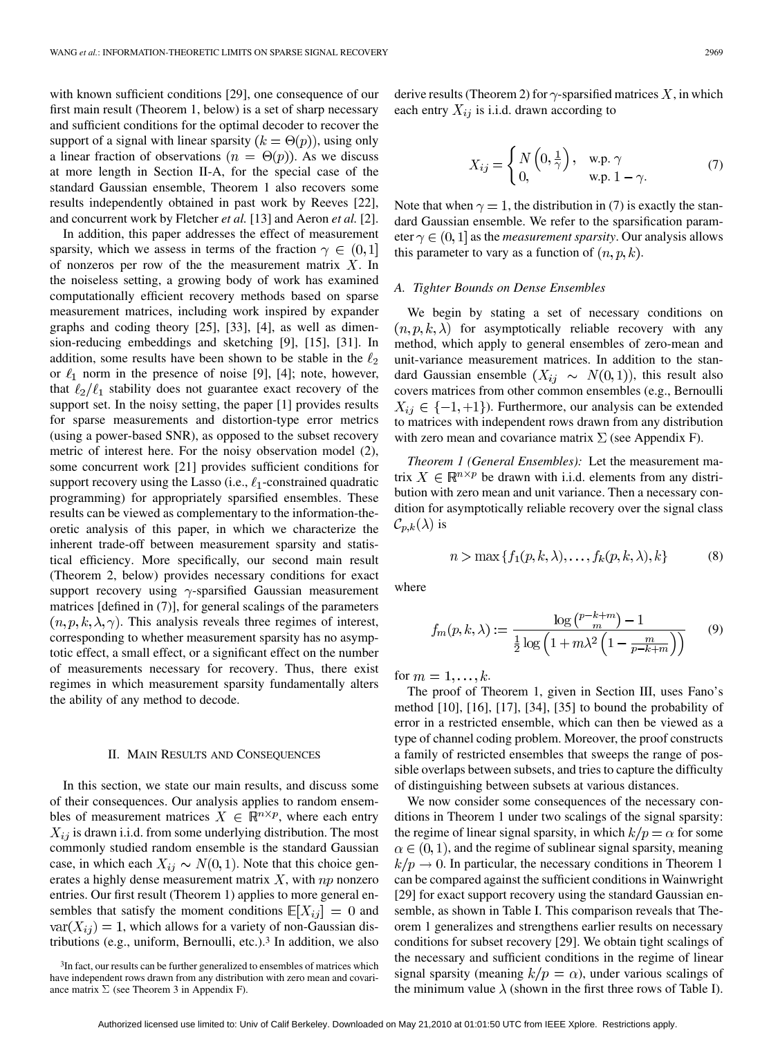with known sufficient conditions [29], one consequence of our first main result (Theorem 1, below) is a set of sharp necessary and sufficient conditions for the optimal decoder to recover the support of a signal with linear sparsity ($k = \Theta(p)$), using only a linear fraction of observations ($n = \Theta(p)$). As we discuss at more length in Section II-A, for the special case of the standard Gaussian ensemble, Theorem 1 also recovers some results independently obtained in past work by Reeves [22], and concurrent work by Fletcher *et al.* [13] and Aeron *et al.* [2].

In addition, this paper addresses the effect of measurement sparsity, which we assess in terms of the fraction $\gamma \in (0,1]$ of nonzeros per row of the the measurement matrix $X$. In the noiseless setting, a growing body of work has examined computationally efficient recovery methods based on sparse measurement matrices, including work inspired by expander graphs and coding theory [25], [33], [4], as well as dimension-reducing embeddings and sketching [9], [15], [31]. In addition, some results have been shown to be stable in the $\ell_2$ or $\ell_1$ norm in the presence of noise [9], [4]; note, however, that $\ell_2/\ell_1$ stability does not guarantee exact recovery of the support set. In the noisy setting, the paper [1] provides results for sparse measurements and distortion-type error metrics (using a power-based SNR), as opposed to the subset recovery metric of interest here. For the noisy observation model (2), some concurrent work [21] provides sufficient conditions for support recovery using the Lasso (i.e., $\ell_1$-constrained quadratic programming) for appropriately sparsified ensembles. These results can be viewed as complementary to the information-theoretic analysis of this paper, in which we characterize the inherent trade-off between measurement sparsity and statistical efficiency. More specifically, our second main result (Theorem 2, below) provides necessary conditions for exact support recovery using $\gamma$-sparsified Gaussian measurement matrices [defined in (7)], for general scalings of the parameters $(n, p, k, \lambda, \gamma)$. This analysis reveals three regimes of interest, corresponding to whether measurement sparsity has no asymptotic effect, a small effect, or a significant effect on the number of measurements necessary for recovery. Thus, there exist regimes in which measurement sparsity fundamentally alters the ability of any method to decode.

## II. Main Results and Consequences

In this section, we state our main results, and discuss some of their consequences. Our analysis applies to random ensembles of measurement matrices $X \in \mathbb{R}^{n \times p}$, where each entry $X_{ij}$ is drawn i.i.d. from some underlying distribution. The most commonly studied random ensemble is the standard Gaussian case, in which each $X_{ij} \sim N(0,1)$. Note that this choice generates a highly dense measurement matrix $X$, with $np$ nonzero entries. Our first result (Theorem 1) applies to more general ensembles that satisfy the moment conditions $\mathbb{E}[X_{ij}] = 0$ and $\text{var}(X_{ij}) = 1$, which allows for a variety of non-Gaussian distributions (e.g., uniform, Bernoulli, etc.).[3] In addition, we also derive results (Theorem 2) for $\gamma$-sparsified matrices $X$, in which each entry $X_{ij}$ is i.i.d. drawn according to

$$X_{ij} = \begin{cases} N\left(0, \frac{1}{\gamma}\right), & \text{w.p. } \gamma \\ 0, & \text{w.p. } 1 - \gamma. \end{cases} \tag{7}$$

Note that when $\gamma = 1$, the distribution in (7) is exactly the standard Gaussian ensemble. We refer to the sparsification parameter $\gamma \in (0,1]$ as the *measurement sparsity*. Our analysis allows this parameter to vary as a function of $(n, p, k)$.

### A. Tighter Bounds on Dense Ensembles

We begin by stating a set of necessary conditions on $(n, p, k, \lambda)$ for asymptotically reliable recovery with any method, which apply to general ensembles of zero-mean and unit-variance measurement matrices. In addition to the standard Gaussian ensemble ($X_{ij} \sim N(0,1)$), this result also covers matrices from other common ensembles (e.g., Bernoulli $X_{ij} \in \{-1, +1\}$). Furthermore, our analysis can be extended to matrices with independent rows drawn from any distribution with zero mean and covariance matrix $\Sigma$ (see Appendix F).

*Theorem 1 (General Ensembles):* Let the measurement matrix $X \in \mathbb{R}^{n \times p}$ be drawn with i.i.d. elements from any distribution with zero mean and unit variance. Then a necessary condition for asymptotically reliable recovery over the signal class $\mathcal{C}_{p,k}(\lambda)$ is

$$n > \max\{f_1(p,k,\lambda), \ldots, f_k(p,k,\lambda), k\} \tag{8}$$

where

$$f_m(p,k,\lambda) := \frac{\log\binom{p-k+m}{m} - 1}{\frac{1}{2}\log\left(1 + m\lambda^2\left(1 - \frac{m}{p-k+m}\right)\right)} \tag{9}$$

for $m = 1, \ldots, k$.

The proof of Theorem 1, given in Section III, uses Fano's method [10], [16], [17], [34], [35] to bound the probability of error in a restricted ensemble, which can then be viewed as a type of channel coding problem. Moreover, the proof constructs a family of restricted ensembles that sweeps the range of possible overlaps between subsets, and tries to capture the difficulty of distinguishing between subsets at various distances.

We now consider some consequences of the necessary conditions in Theorem 1 under two scalings of the signal sparsity: the regime of linear signal sparsity, in which $k/p = \alpha$ for some $\alpha \in (0,1)$, and the regime of sublinear signal sparsity, meaning $k/p \to 0$. In particular, the necessary conditions in Theorem 1 can be compared against the sufficient conditions in Wainwright [29] for exact support recovery using the standard Gaussian ensemble, as shown in Table I. This comparison reveals that Theorem 1 generalizes and strengthens earlier results on necessary conditions for subset recovery [29]. We obtain tight scalings of the necessary and sufficient conditions in the regime of linear signal sparsity (meaning $k/p = \alpha$), under various scalings of the minimum value $\lambda$ (shown in the first three rows of Table I).

[3] In fact, our results can be further generalized to ensembles of matrices which have independent rows drawn from any distribution with zero mean and covariance matrix $\Sigma$ (see Theorem 3 in Appendix F).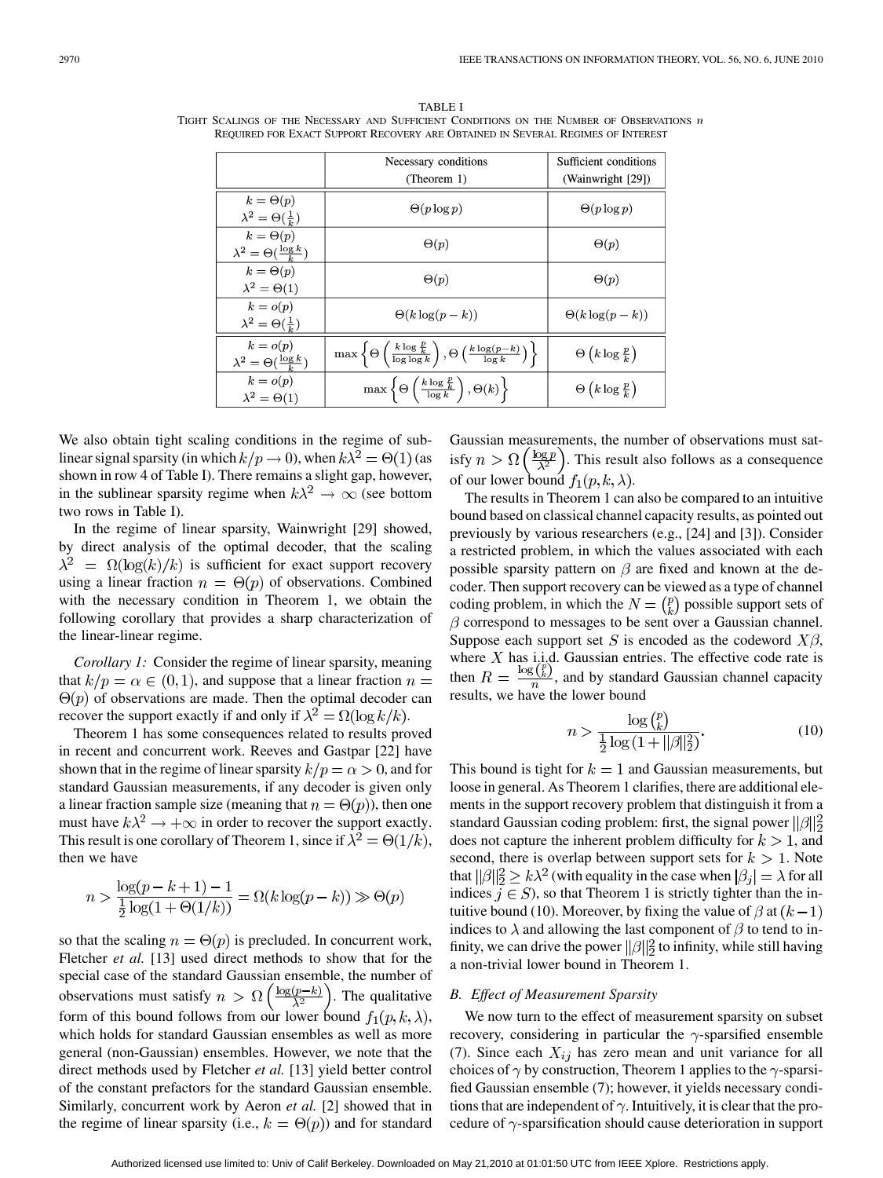TABLE I

TIGHT SCALINGS OF THE NECESSARY AND SUFFICIENT CONDITIONS ON THE NUMBER OF OBSERVATIONS $n$ REQUIRED FOR EXACT SUPPORT RECOVERY ARE OBTAINED IN SEVERAL REGIMES OF INTEREST

| | Necessary conditions (Theorem 1) | Sufficient conditions (Wainwright [29]) |
|---|---|---|
| $k = \Theta(p)$, $\lambda^2 = \Theta(\frac{1}{k})$ | $\Theta(p \log p)$ | $\Theta(p \log p)$ |
| $k = \Theta(p)$, $\lambda^2 = \Theta(\frac{\log k}{k})$ | $\Theta(p)$ | $\Theta(p)$ |
| $k = \Theta(p)$, $\lambda^2 = \Theta(1)$ | $\Theta(p)$ | $\Theta(p)$ |
| $k = o(p)$, $\lambda^2 = \Theta(\frac{1}{k})$ | $\Theta(k \log(p-k))$ | $\Theta(k \log(p-k))$ |
| $k = o(p)$, $\lambda^2 = \Theta(\frac{\log k}{k})$ | $\max\left\{\Theta\left(\frac{k \log \frac{p}{k}}{\log \log k}\right), \Theta\left(\frac{k \log (p-k)}{\log k}\right)\right\}$ | $\Theta\left(k \log \frac{p}{k}\right)$ |
| $k = o(p)$, $\lambda^2 = \Theta(1)$ | $\max\left\{\Theta\left(\frac{k \log \frac{p}{k}}{\log k}\right), \Theta(k)\right\}$ | $\Theta\left(k \log \frac{p}{k}\right)$ |

We also obtain tight scaling conditions in the regime of sublinear signal sparsity (in which $k/p \to 0$), when $k\lambda^2 = \Theta(1)$ (as shown in row 4 of Table I). There remains a slight gap, however, in the sublinear sparsity regime when $k\lambda^2 \to \infty$ (see bottom two rows in Table I).

In the regime of linear sparsity, Wainwright [29] showed, by direct analysis of the optimal decoder, that the scaling $\lambda^2 = \Omega(\log(k)/k)$ is sufficient for exact support recovery using a linear fraction $n = \Theta(p)$ of observations. Combined with the necessary condition in Theorem 1, we obtain the following corollary that provides a sharp characterization of the linear-linear regime.

*Corollary 1:* Consider the regime of linear sparsity, meaning that $k/p = \alpha \in (0, 1)$, and suppose that a linear fraction $n = \Theta(p)$ of observations are made. Then the optimal decoder can recover the support exactly if and only if $\lambda^2 = \Omega(\log k/k)$.

Theorem 1 has some consequences related to results proved in recent and concurrent work. Reeves and Gastpar [22] have shown that in the regime of linear sparsity $k/p = \alpha > 0$, and for standard Gaussian measurements, if any decoder is given only a linear fraction sample size (meaning that $n = \Theta(p)$), then one must have $k\lambda^2 \to +\infty$ in order to recover the support exactly. This result is one corollary of Theorem 1, since if $\lambda^2 = \Theta(1/k)$, then we have

$$n > \frac{\log(p-k+1) - 1}{\frac{1}{2}\log(1 + \Theta(1/k))} = \Omega(k \log(p-k)) \gg \Theta(p)$$

so that the scaling $n = \Theta(p)$ is precluded. In concurrent work, Fletcher *et al.* [13] used direct methods to show that for the special case of the standard Gaussian ensemble, the number of observations must satisfy $n > \Omega\left(\frac{\log(p-k)}{\lambda^2}\right)$. The qualitative form of this bound follows from our lower bound $f_1(p, k, \lambda)$, which holds for standard Gaussian ensembles as well as more general (non-Gaussian) ensembles. However, we note that the direct methods used by Fletcher *et al.* [13] yield better control of the constant prefactors for the standard Gaussian ensemble. Similarly, concurrent work by Aeron *et al.* [2] showed that in the regime of linear sparsity (i.e., $k = \Theta(p)$) and for standard Gaussian measurements, the number of observations must satisfy $n > \Omega\left(\frac{\log p}{\lambda^2}\right)$. This result also follows as a consequence of our lower bound $f_1(p, k, \lambda)$.

The results in Theorem 1 can also be compared to an intuitive bound based on classical channel capacity results, as pointed out previously by various researchers (e.g., [24] and [3]). Consider a restricted problem, in which the values associated with each possible sparsity pattern on $\beta$ are fixed and known at the decoder. Then support recovery can be viewed as a type of channel coding problem, in which the $N = \binom{p}{k}$ possible support sets of $\beta$ correspond to messages to be sent over a Gaussian channel. Suppose each support set $S$ is encoded as the codeword $X\beta$, where $X$ has i.i.d. Gaussian entries. The effective code rate is then $R = \frac{\log \binom{p}{k}}{n}$, and by standard Gaussian channel capacity results, we have the lower bound

$$n > \frac{\log \binom{p}{k}}{\frac{1}{2}\log(1 + \|\beta\|_2^2)}. \tag{10}$$

This bound is tight for $k = 1$ and Gaussian measurements, but loose in general. As Theorem 1 clarifies, there are additional elements in the support recovery problem that distinguish it from a standard Gaussian coding problem: first, the signal power $\|\beta\|_2^2$ does not capture the inherent problem difficulty for $k > 1$, and second, there is overlap between support sets for $k > 1$. Note that $\|\beta\|_2^2 \geq k\lambda^2$ (with equality in the case when $|\beta_j| = \lambda$ for all indices $j \in S$), so that Theorem 1 is strictly tighter than the intuitive bound (10). Moreover, by fixing the value of $\beta$ at $(k-1)$ indices to $\lambda$ and allowing the last component of $\beta$ to tend to infinity, we can drive the power $\|\beta\|_2^2$ to infinity, while still having a non-trivial lower bound in Theorem 1.

### B. Effect of Measurement Sparsity

We now turn to the effect of measurement sparsity on subset recovery, considering in particular the $\gamma$-sparsified ensemble (7). Since each $X_{ij}$ has zero mean and unit variance for all choices of $\gamma$ by construction, Theorem 1 applies to the $\gamma$-sparsified Gaussian ensemble (7); however, it yields necessary conditions that are independent of $\gamma$. Intuitively, it is clear that the procedure of $\gamma$-sparsification should cause deterioration in support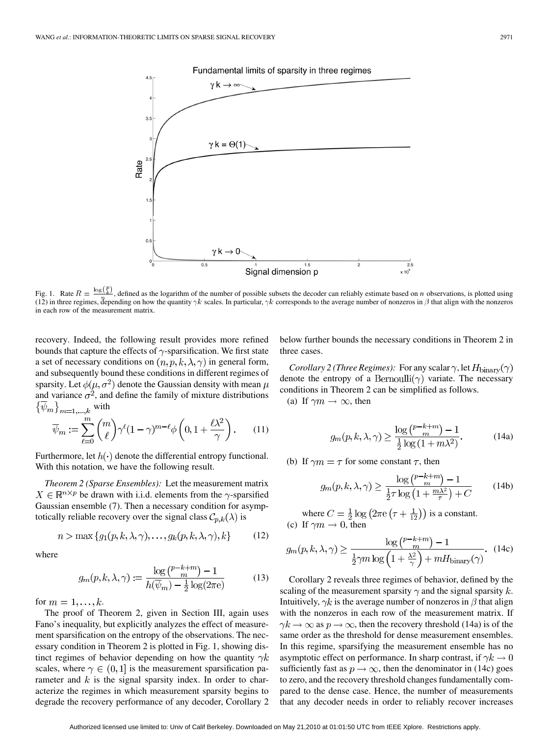Fig. 1. Rate $R = \frac{\log\binom{p}{k}}{n}$, defined as the logarithm of the number of possible subsets the decoder can reliably estimate based on $n$ observations, is plotted using (12) in three regimes, depending on how the quantity $\gamma k$ scales. In particular, $\gamma k$ corresponds to the average number of nonzeros in $\beta$ that align with the nonzeros in each row of the measurement matrix.

recovery. Indeed, the following result provides more refined bounds that capture the effects of $\gamma$-sparsification. We first state a set of necessary conditions on $(n, p, k, \lambda, \gamma)$ in general form, and subsequently bound these conditions in different regimes of sparsity. Let $\phi(\mu, \sigma^2)$ denote the Gaussian density with mean $\mu$ and variance $\sigma^2$, and define the family of mixture distributions $\{\overline{\psi}_m\}_{m=1,\ldots,k}$ with

$$\overline{\psi}_m := \sum_{\ell=0}^{m} \binom{m}{\ell} \gamma^{\ell} (1-\gamma)^{m-\ell} \phi\left(0, 1 + \frac{\ell \lambda^2}{\gamma}\right). \qquad (11)$$

Furthermore, let $h(\cdot)$ denote the differential entropy functional. With this notation, we have the following result.

*Theorem 2 (Sparse Ensembles):* Let the measurement matrix $X \in \mathbb{R}^{n \times p}$ be drawn with i.i.d. elements from the $\gamma$-sparsified Gaussian ensemble (7). Then a necessary condition for asymptotically reliable recovery over the signal class $\mathcal{C}_{p,k}(\lambda)$ is

$$n > \max\{g_1(p,k,\lambda,\gamma), \ldots, g_k(p,k,\lambda,\gamma), k\} \qquad (12)$$

where

$$g_m(p,k,\lambda,\gamma) := \frac{\log\binom{p-k+m}{m} - 1}{h(\overline{\psi}_m) - \frac{1}{2}\log(2\pi e)} \qquad (13)$$

for $m = 1, \ldots, k$.

The proof of Theorem 2, given in Section III, again uses Fano's inequality, but explicitly analyzes the effect of measurement sparsification on the entropy of the observations. The necessary condition in Theorem 2 is plotted in Fig. 1, showing distinct regimes of behavior depending on how the quantity $\gamma k$ scales, where $\gamma \in (0, 1]$ is the measurement sparsification parameter and $k$ is the signal sparsity index. In order to characterize the regimes in which measurement sparsity begins to degrade the recovery performance of any decoder, Corollary 2 below further bounds the necessary conditions in Theorem 2 in three cases.

*Corollary 2 (Three Regimes):* For any scalar $\gamma$, let $H_{\text{binary}}(\gamma)$ denote the entropy of a $\text{Bernoulli}(\gamma)$ variate. The necessary conditions in Theorem 2 can be simplified as follows.

(a) If $\gamma m \to \infty$, then

$$g_m(p,k,\lambda,\gamma) \geq \frac{\log\binom{p-k+m}{m} - 1}{\frac{1}{2}\log(1 + m\lambda^2)}. \qquad (14a)$$

(b) If $\gamma m = \tau$ for some constant $\tau$, then

$$g_m(p,k,\lambda,\gamma) \geq \frac{\log\binom{p-k+m}{m} - 1}{\frac{1}{2}\tau \log\left(1 + \frac{m\lambda^2}{\tau}\right) + C} \qquad (14b)$$

where $C = \frac{1}{2}\log\left(2\pi e\left(\tau + \frac{1}{12}\right)\right)$ is a constant.

(c) If $\gamma m \to 0$, then

$$g_m(p,k,\lambda,\gamma) \geq \frac{\log\binom{p-k+m}{m} - 1}{\frac{1}{2}\gamma m \log\left(1 + \frac{\lambda^2}{\gamma}\right) + m H_{\text{binary}}(\gamma)}. \qquad (14c)$$

Corollary 2 reveals three regimes of behavior, defined by the scaling of the measurement sparsity $\gamma$ and the signal sparsity $k$. Intuitively, $\gamma k$ is the average number of nonzeros in $\beta$ that align with the nonzeros in each row of the measurement matrix. If $\gamma k \to \infty$ as $p \to \infty$, then the recovery threshold (14a) is of the same order as the threshold for dense measurement ensembles. In this regime, sparsifying the measurement ensemble has no asymptotic effect on performance. In sharp contrast, if $\gamma k \to 0$ sufficiently fast as $p \to \infty$, then the denominator in (14c) goes to zero, and the recovery threshold changes fundamentally compared to the dense case. Hence, the number of measurements that any decoder needs in order to reliably recover increases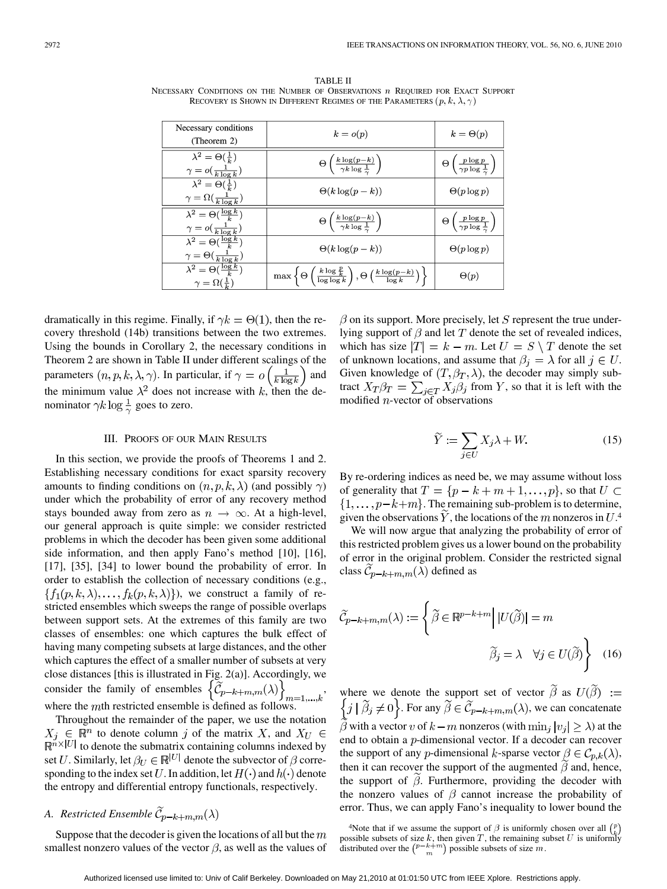TABLE II
NECESSARY CONDITIONS ON THE NUMBER OF OBSERVATIONS $n$ REQUIRED FOR EXACT SUPPORT RECOVERY IS SHOWN IN DIFFERENT REGIMES OF THE PARAMETERS $(p, k, \lambda, \gamma)$

| Necessary conditions (Theorem 2) | $k = o(p)$ | $k = \Theta(p)$ |
|---|---|---|
| $\lambda^2 = \Theta(\frac{1}{k})$ $\gamma = o(\frac{1}{k \log k})$ | $\Theta\left(\frac{k \log(p-k)}{\gamma k \log \frac{1}{\gamma}}\right)$ | $\Theta\left(\frac{p \log p}{\gamma p \log \frac{1}{\gamma}}\right)$ |
| $\lambda^2 = \Theta(\frac{1}{k})$ $\gamma = \Omega(\frac{1}{k \log k})$ | $\Theta(k \log(p-k))$ | $\Theta(p \log p)$ |
| $\lambda^2 = \Theta(\frac{\log k}{k})$ $\gamma = o(\frac{1}{k \log k})$ | $\Theta\left(\frac{k \log(p-k)}{\gamma k \log \frac{1}{\gamma}}\right)$ | $\Theta\left(\frac{p \log p}{\gamma p \log \frac{1}{\gamma}}\right)$ |
| $\lambda^2 = \Theta(\frac{\log k}{k})$ $\gamma = \Theta(\frac{1}{k \log k})$ | $\Theta(k \log(p-k))$ | $\Theta(p \log p)$ |
| $\lambda^2 = \Theta(\frac{\log k}{k})$ $\gamma = \Omega(\frac{1}{k})$ | $\max\left\{\Theta\left(\frac{k \log \frac{p}{k}}{\log \log k}\right), \Theta\left(\frac{k \log(p-k)}{\log k}\right)\right\}$ | $\Theta(p)$ |

dramatically in this regime. Finally, if $\gamma k = \Theta(1)$, then the recovery threshold (14b) transitions between the two extremes. Using the bounds in Corollary 2, the necessary conditions in Theorem 2 are shown in Table II under different scalings of the parameters $(n, p, k, \lambda, \gamma)$. In particular, if $\gamma = o\left(\frac{1}{k \log k}\right)$ and the minimum value $\lambda^2$ does not increase with $k$, then the denominator $\gamma k \log \frac{1}{\gamma}$ goes to zero.

## III. PROOFS OF OUR MAIN RESULTS

In this section, we provide the proofs of Theorems 1 and 2. Establishing necessary conditions for exact sparsity recovery amounts to finding conditions on $(n, p, k, \lambda)$ (and possibly $\gamma$) under which the probability of error of any recovery method stays bounded away from zero as $n \to \infty$. At a high-level, our general approach is quite simple: we consider restricted problems in which the decoder has been given some additional side information, and then apply Fano's method [10], [16], [17], [35], [34] to lower bound the probability of error. In order to establish the collection of necessary conditions (e.g., $\{f_1(p, k, \lambda), \ldots, f_k(p, k, \lambda)\}$), we construct a family of restricted ensembles which sweeps the range of possible overlaps between support sets. At the extremes of this family are two classes of ensembles: one which captures the bulk effect of having many competing subsets at large distances, and the other which captures the effect of a smaller number of subsets at very close distances [this is illustrated in Fig. 2(a)]. Accordingly, we consider the family of ensembles $\left\{\widetilde{\mathcal{C}}_{p-k+m,m}(\lambda)\right\}_{m=1,\ldots,k}$, where the $m$th restricted ensemble is defined as follows.

Throughout the remainder of the paper, we use the notation $X_j \in \mathbb{R}^n$ to denote column $j$ of the matrix $X$, and $X_U \in \mathbb{R}^{n \times |U|}$ to denote the submatrix containing columns indexed by set $U$. Similarly, let $\beta_U \in \mathbb{R}^{|U|}$ denote the subvector of $\beta$ corresponding to the index set $U$. In addition, let $H(\cdot)$ and $h(\cdot)$ denote the entropy and differential entropy functionals, respectively.

### A. Restricted Ensemble $\widetilde{\mathcal{C}}_{p-k+m,m}(\lambda)$

Suppose that the decoder is given the locations of all but the $m$ smallest nonzero values of the vector $\beta$, as well as the values of $\beta$ on its support. More precisely, let $S$ represent the true underlying support of $\beta$ and let $T$ denote the set of revealed indices, which has size $|T| = k - m$. Let $U = S \setminus T$ denote the set of unknown locations, and assume that $\beta_j = \lambda$ for all $j \in U$. Given knowledge of $(T, \beta_T, \lambda)$, the decoder may simply subtract $X_T \beta_T = \sum_{j \in T} X_j \beta_j$ from $Y$, so that it is left with the modified $n$-vector of observations

$$\widetilde{Y} := \sum_{j \in U} X_j \lambda + W. \tag{15}$$

By re-ordering indices as need be, we may assume without loss of generality that $T = \{p - k + m + 1, \ldots, p\}$, so that $U \subset \{1, \ldots, p-k+m\}$. The remaining sub-problem is to determine, given the observations $\widetilde{Y}$, the locations of the $m$ nonzeros in $U$.[4]

We will now argue that analyzing the probability of error of this restricted problem gives us a lower bound on the probability of error in the original problem. Consider the restricted signal class $\widetilde{\mathcal{C}}_{p-k+m,m}(\lambda)$ defined as

$$\widetilde{\mathcal{C}}_{p-k+m,m}(\lambda) := \left\{ \widetilde{\beta} \in \mathbb{R}^{p-k+m} \,\middle|\, |U(\widetilde{\beta})| = m, \quad \widetilde{\beta}_j = \lambda \quad \forall j \in U(\widetilde{\beta}) \right\} \tag{16}$$

where we denote the support set of vector $\widetilde{\beta}$ as $U(\widetilde{\beta}) := \left\{ j \mid \widetilde{\beta}_j \neq 0 \right\}$. For any $\widetilde{\beta} \in \widetilde{\mathcal{C}}_{p-k+m,m}(\lambda)$, we can concatenate $\widetilde{\beta}$ with a vector $v$ of $k-m$ nonzeros (with $\min_j |v_j| \geq \lambda$) at the end to obtain a $p$-dimensional vector. If a decoder can recover the support of any $p$-dimensional $k$-sparse vector $\beta \in \mathcal{C}_{p,k}(\lambda)$, then it can recover the support of the augmented $\widetilde{\beta}$ and, hence, the support of $\widetilde{\beta}$. Furthermore, providing the decoder with the nonzero values of $\beta$ cannot increase the probability of error. Thus, we can apply Fano's inequality to lower bound the

[4]Note that if we assume the support of $\beta$ is uniformly chosen over all $\binom{p}{k}$ possible subsets of size $k$, then given $T$, the remaining subset $U$ is uniformly distributed over the $\binom{p-k+m}{m}$ possible subsets of size $m$.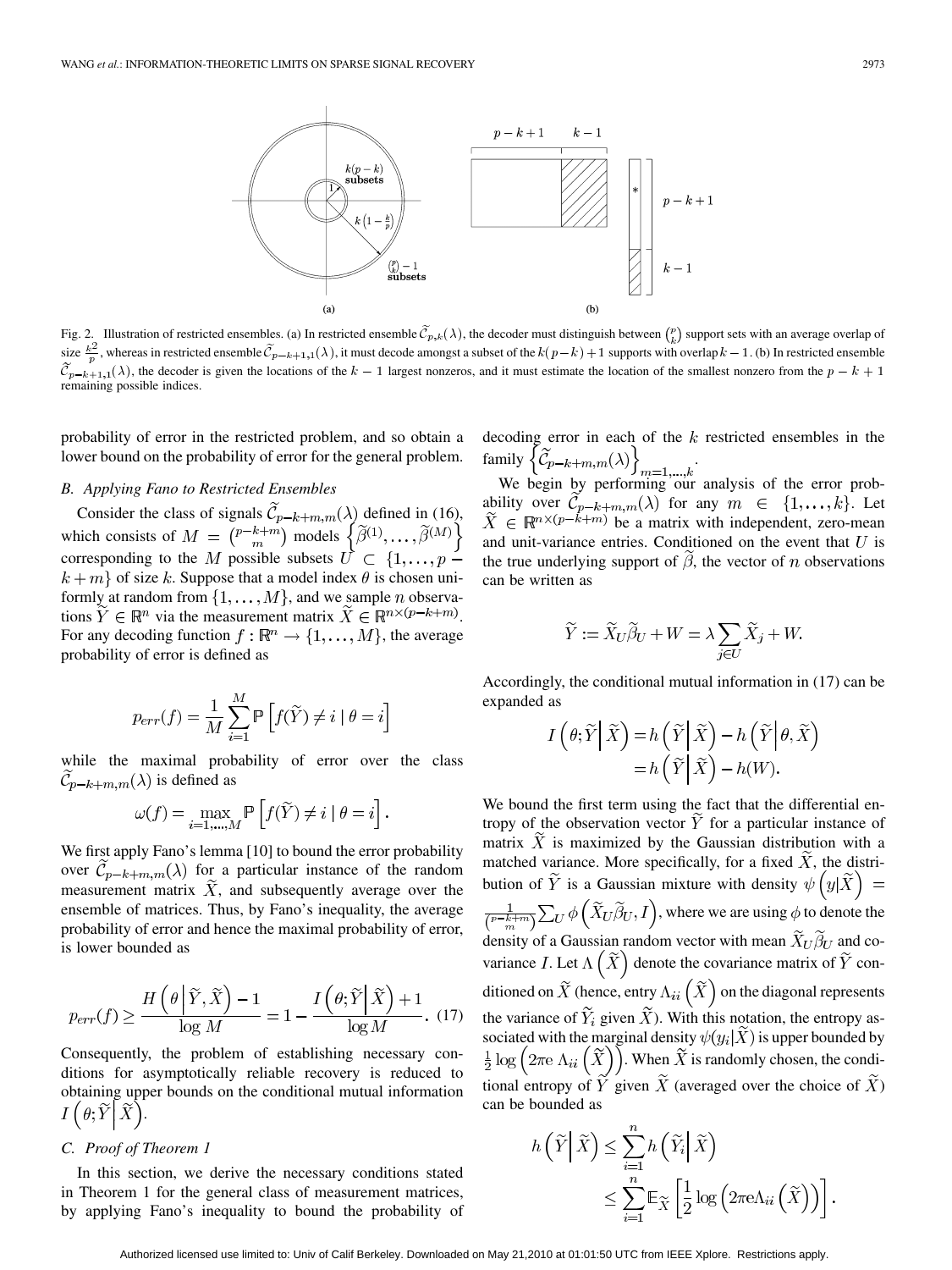Fig. 2. Illustration of restricted ensembles. (a) In restricted ensemble $\widetilde{\mathcal{C}}_{p,k}(\lambda)$, the decoder must distinguish between $\binom{p}{k}$ support sets with an average overlap of size $\frac{k^2}{p}$, whereas in restricted ensemble $\widetilde{\mathcal{C}}_{p-k+1,1}(\lambda)$, it must decode amongst a subset of the $k(p-k)+1$ supports with overlap $k-1$. (b) In restricted ensemble $\widetilde{\mathcal{C}}_{p-k+1,1}(\lambda)$, the decoder is given the locations of the $k-1$ largest nonzeros, and it must estimate the location of the smallest nonzero from the $p-k+1$ remaining possible indices.

probability of error in the restricted problem, and so obtain a lower bound on the probability of error for the general problem.

### B. Applying Fano to Restricted Ensembles

Consider the class of signals $\widetilde{\mathcal{C}}_{p-k+m,m}(\lambda)$ defined in (16), which consists of $M = \binom{p-k+m}{m}$ models $\left\{\widetilde{\beta}^{(1)}, \ldots, \widetilde{\beta}^{(M)}\right\}$ corresponding to the $M$ possible subsets $U \subset \{1, \ldots, p-k+m\}$ of size $k$. Suppose that a model index $\theta$ is chosen uniformly at random from $\{1, \ldots, M\}$, and we sample $n$ observations $\widetilde{Y} \in \mathbb{R}^n$ via the measurement matrix $\widetilde{X} \in \mathbb{R}^{n \times (p-k+m)}$. For any decoding function $f : \mathbb{R}^n \to \{1, \ldots, M\}$, the average probability of error is defined as

$$p_{err}(f) = \frac{1}{M} \sum_{i=1}^{M} \mathbb{P}\left[f(\widetilde{Y}) \neq i \mid \theta = i\right]$$

while the maximal probability of error over the class $\widetilde{\mathcal{C}}_{p-k+m,m}(\lambda)$ is defined as

$$\omega(f) = \max_{i=1,\ldots,M} \mathbb{P}\left[f(\widetilde{Y}) \neq i \mid \theta = i\right].$$

We first apply Fano's lemma [10] to bound the error probability over $\widetilde{\mathcal{C}}_{p-k+m,m}(\lambda)$ for a particular instance of the random measurement matrix $\widetilde{X}$, and subsequently average over the ensemble of matrices. Thus, by Fano's inequality, the average probability of error and hence the maximal probability of error, is lower bounded as

$$p_{err}(f) \geq \frac{H\left(\theta \,\middle|\, \widetilde{Y}, \widetilde{X}\right) - 1}{\log M} = 1 - \frac{I\left(\theta; \widetilde{Y} \,\middle|\, \widetilde{X}\right) + 1}{\log M}. \quad (17)$$

Consequently, the problem of establishing necessary conditions for asymptotically reliable recovery is reduced to obtaining upper bounds on the conditional mutual information $I\left(\theta; \widetilde{Y} \,\middle|\, \widetilde{X}\right)$.

### C. Proof of Theorem 1

In this section, we derive the necessary conditions stated in Theorem 1 for the general class of measurement matrices, by applying Fano's inequality to bound the probability of decoding error in each of the $k$ restricted ensembles in the family $\left\{\widetilde{\mathcal{C}}_{p-k+m,m}(\lambda)\right\}_{m=1,\ldots,k}$.

We begin by performing our analysis of the error probability over $\widetilde{\mathcal{C}}_{p-k+m,m}(\lambda)$ for any $m \in \{1, \ldots, k\}$. Let $\widetilde{X} \in \mathbb{R}^{n \times (p-k+m)}$ be a matrix with independent, zero-mean and unit-variance entries. Conditioned on the event that $U$ is the true underlying support of $\widetilde{\beta}$, the vector of $n$ observations can be written as

$$\widetilde{Y} := \widetilde{X}_U \widetilde{\beta}_U + W = \lambda \sum_{j \in U} \widetilde{X}_j + W.$$

Accordingly, the conditional mutual information in (17) can be expanded as

$$\begin{aligned} I\left(\theta; \widetilde{Y} \,\middle|\, \widetilde{X}\right) &= h\left(\widetilde{Y} \,\middle|\, \widetilde{X}\right) - h\left(\widetilde{Y} \,\middle|\, \theta, \widetilde{X}\right) \\ &= h\left(\widetilde{Y} \,\middle|\, \widetilde{X}\right) - h(W). \end{aligned}$$

We bound the first term using the fact that the differential entropy of the observation vector $\widetilde{Y}$ for a particular instance of matrix $\widetilde{X}$ is maximized by the Gaussian distribution with a matched variance. More specifically, for a fixed $\widetilde{X}$, the distribution of $\widetilde{Y}$ is a Gaussian mixture with density $\psi\left(y \middle| \widetilde{X}\right) = \frac{1}{\binom{p-k+m}{m}} \sum_U \phi\left(\widetilde{X}_U \widetilde{\beta}_U, I\right)$, where we are using $\phi$ to denote the density of a Gaussian random vector with mean $\widetilde{X}_U \widetilde{\beta}_U$ and covariance $I$. Let $\Lambda\left(\widetilde{X}\right)$ denote the covariance matrix of $\widetilde{Y}$ conditioned on $\widetilde{X}$ (hence, entry $\Lambda_{ii}\left(\widetilde{X}\right)$ on the diagonal represents the variance of $\widetilde{Y}_i$ given $\widetilde{X}$). With this notation, the entropy associated with the marginal density $\psi(y_i | \widetilde{X})$ is upper bounded by $\frac{1}{2} \log\left(2\pi e\, \Lambda_{ii}\left(\widetilde{X}\right)\right)$. When $\widetilde{X}$ is randomly chosen, the conditional entropy of $\widetilde{Y}$ given $\widetilde{X}$ (averaged over the choice of $\widetilde{X}$) can be bounded as

$$\begin{aligned} h\left(\widetilde{Y} \,\middle|\, \widetilde{X}\right) &\leq \sum_{i=1}^{n} h\left(\widetilde{Y}_i \,\middle|\, \widetilde{X}\right) \\ &\leq \sum_{i=1}^{n} \mathbb{E}_{\widetilde{X}}\left[\frac{1}{2} \log\left(2\pi e \Lambda_{ii}\left(\widetilde{X}\right)\right)\right]. \end{aligned}$$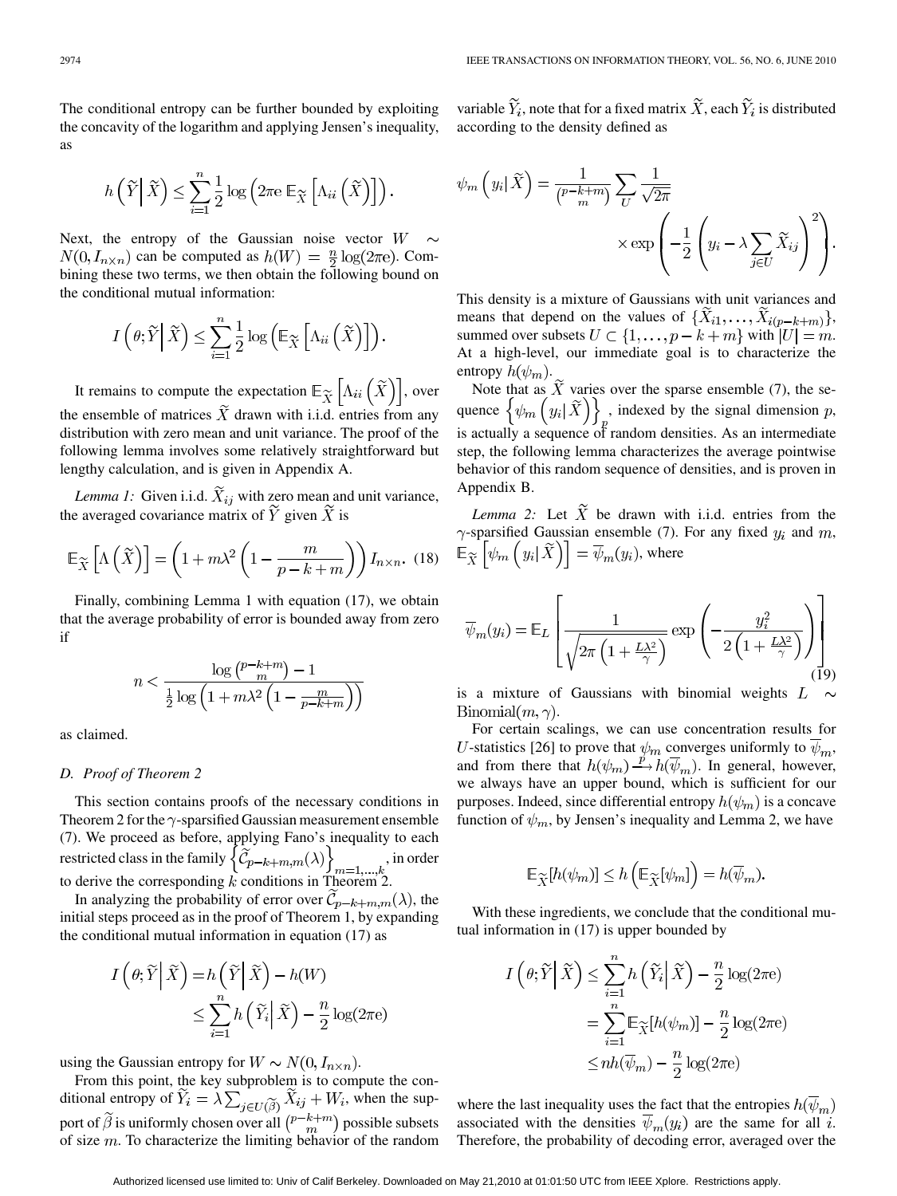The conditional entropy can be further bounded by exploiting the concavity of the logarithm and applying Jensen's inequality, as

$$h\left(\widetilde{Y}\middle|\widetilde{X}\right) \leq \sum_{i=1}^{n} \frac{1}{2}\log\left(2\pi e\, \mathbb{E}_{\widetilde{X}}\left[\Lambda_{ii}\left(\widetilde{X}\right)\right]\right).$$

Next, the entropy of the Gaussian noise vector $W \sim N(0, I_{n\times n})$ can be computed as $h(W) = \frac{n}{2}\log(2\pi e)$. Combining these two terms, we obtain the following bound on the conditional mutual information:

$$I\left(\theta;\widetilde{Y}\middle|\widetilde{X}\right) \leq \sum_{i=1}^{n} \frac{1}{2}\log\left(\mathbb{E}_{\widetilde{X}}\left[\Lambda_{ii}\left(\widetilde{X}\right)\right]\right).$$

It remains to compute the expectation $\mathbb{E}_{\widetilde{X}}\left[\Lambda_{ii}\left(\widetilde{X}\right)\right]$, over the ensemble of matrices $\widetilde{X}$ drawn with i.i.d. entries from any distribution with zero mean and unit variance. The proof of the following lemma involves some relatively straightforward but lengthy calculation, and is given in Appendix A.

*Lemma 1:* Given i.i.d. $\widetilde{X}_{ij}$ with zero mean and unit variance, the averaged covariance matrix of $\widetilde{Y}$ given $\widetilde{X}$ is

$$\mathbb{E}_{\widetilde{X}}\left[\Lambda\left(\widetilde{X}\right)\right] = \left(1 + m\lambda^2\left(1 - \frac{m}{p-k+m}\right)\right) I_{n\times n}. \quad (18)$$

Finally, combining Lemma 1 with equation (17), we obtain that the average probability of error is bounded away from zero if

$$n < \frac{\log\binom{p-k+m}{m} - 1}{\frac{1}{2}\log\left(1 + m\lambda^2\left(1 - \frac{m}{p-k+m}\right)\right)}$$

as claimed.

### D. Proof of Theorem 2

This section contains proofs of the necessary conditions in Theorem 2 for the $\gamma$-sparsified Gaussian measurement ensemble (7). We proceed as before, applying Fano's inequality to each restricted class in the family $\left\{\widetilde{\mathcal{C}}_{p-k+m,m}(\lambda)\right\}_{m=1,\ldots,k}$, in order to derive the corresponding $k$ conditions in Theorem 2.

In analyzing the probability of error over $\widetilde{\mathcal{C}}_{p-k+m,m}(\lambda)$, the initial steps proceed as in the proof of Theorem 1, by expanding the conditional mutual information in equation (17) as

$$\begin{aligned} I\left(\theta;\widetilde{Y}\middle|\widetilde{X}\right) &= h\left(\widetilde{Y}\middle|\widetilde{X}\right) - h(W) \\ &\leq \sum_{i=1}^{n} h\left(\widetilde{Y}_i\middle|\widetilde{X}\right) - \frac{n}{2}\log(2\pi e) \end{aligned}$$

using the Gaussian entropy for $W \sim N(0, I_{n\times n})$.

From this point, the key subproblem is to compute the conditional entropy of $\widetilde{Y}_i = \lambda\sum_{j\in U(\widetilde{\beta})}\widetilde{X}_{ij} + W_i$, when the support of $\widetilde{\beta}$ is uniformly chosen over all $\binom{p-k+m}{m}$ possible subsets of size $m$. To characterize the limiting behavior of the random variable $\widetilde{Y}_i$, note that for a fixed matrix $\widetilde{X}$, each $\widetilde{Y}_i$ is distributed according to the density defined as

$$\psi_m\left(y_i\middle|\widetilde{X}\right) = \frac{1}{\binom{p-k+m}{m}}\sum_{U}\frac{1}{\sqrt{2\pi}} \times \exp\left(-\frac{1}{2}\left(y_i - \lambda\sum_{j\in U}\widetilde{X}_{ij}\right)^2\right).$$

This density is a mixture of Gaussians with unit variances and means that depend on the values of $\{\widetilde{X}_{i1},\ldots,\widetilde{X}_{i(p-k+m)}\}$, summed over subsets $U \subset \{1,\ldots,p-k+m\}$ with $|U| = m$. At a high-level, our immediate goal is to characterize the entropy $h(\psi_m)$.

Note that as $\widetilde{X}$ varies over the sparse ensemble (7), the sequence $\left\{\psi_m\left(y_i\middle|\widetilde{X}\right)\right\}_p$, indexed by the signal dimension $p$, is actually a sequence of random densities. As an intermediate step, the following lemma characterizes the average pointwise behavior of this random sequence of densities, and is proven in Appendix B.

*Lemma 2:* Let $\widetilde{X}$ be drawn with i.i.d. entries from the $\gamma$-sparsified Gaussian ensemble (7). For any fixed $y_i$ and $m$, $\mathbb{E}_{\widetilde{X}}\left[\psi_m\left(y_i\middle|\widetilde{X}\right)\right] = \overline{\psi}_m(y_i)$, where

$$\overline{\psi}_m(y_i) = \mathbb{E}_L\left[\frac{1}{\sqrt{2\pi\left(1+\frac{L\lambda^2}{\gamma}\right)}}\exp\left(-\frac{y_i^2}{2\left(1+\frac{L\lambda^2}{\gamma}\right)}\right)\right] \quad (19)$$

is a mixture of Gaussians with binomial weights $L \sim \text{Binomial}(m,\gamma)$.

For certain scalings, we can use concentration results for $U$-statistics [26] to prove that $\psi_m$ converges uniformly to $\overline{\psi}_m$, and from there that $h(\psi_m) \xrightarrow{p} h(\overline{\psi}_m)$. In general, however, we always have an upper bound, which is sufficient for our purposes. Indeed, since differential entropy $h(\psi_m)$ is a concave function of $\psi_m$, by Jensen's inequality and Lemma 2, we have

$$\mathbb{E}_{\widetilde{X}}[h(\psi_m)] \leq h\left(\mathbb{E}_{\widetilde{X}}[\psi_m]\right) = h(\overline{\psi}_m).$$

With these ingredients, we conclude that the conditional mutual information in (17) is upper bounded by

$$\begin{aligned} I\left(\theta;\widetilde{Y}\middle|\widetilde{X}\right) &\leq \sum_{i=1}^{n} h\left(\widetilde{Y}_i\middle|\widetilde{X}\right) - \frac{n}{2}\log(2\pi e) \\ &= \sum_{i=1}^{n}\mathbb{E}_{\widetilde{X}}[h(\psi_m)] - \frac{n}{2}\log(2\pi e) \\ &\leq n h(\overline{\psi}_m) - \frac{n}{2}\log(2\pi e) \end{aligned}$$

where the last inequality uses the fact that the entropies $h(\overline{\psi}_m)$ associated with the densities $\overline{\psi}_m(y_i)$ are the same for all $i$. Therefore, the probability of decoding error, averaged over the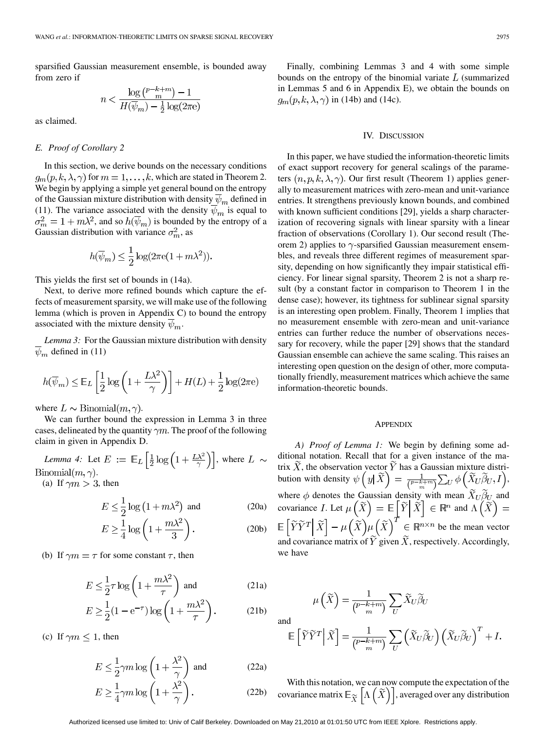sparsified Gaussian measurement ensemble, is bounded away from zero if

$$n < \frac{\log \binom{p-k+m}{m} - 1}{H(\overline{\psi}_m) - \frac{1}{2}\log(2\pi e)}$$

as claimed.

### E. Proof of Corollary 2

In this section, we derive bounds on the necessary conditions $g_m(p,k,\lambda,\gamma)$ for $m = 1,\ldots,k$, which are stated in Theorem 2. We begin by applying a simple yet general bound on the entropy of the Gaussian mixture distribution with density $\overline{\psi}_m$ defined in (11). The variance associated with the density $\overline{\psi}_m$ is equal to $\sigma_m^2 = 1 + m\lambda^2$, and so $h(\overline{\psi}_m)$ is bounded by the entropy of a Gaussian distribution with variance $\sigma_m^2$, as

$$h(\overline{\psi}_m) \le \frac{1}{2}\log(2\pi e(1+m\lambda^2)).$$

This yields the first set of bounds in (14a).

Next, to derive more refined bounds which capture the effects of measurement sparsity, we will make use of the following lemma (which is proven in Appendix C) to bound the entropy associated with the mixture density $\overline{\psi}_m$.

*Lemma 3:* For the Gaussian mixture distribution with density $\overline{\psi}_m$ defined in (11)

$$h(\overline{\psi}_m) \le \mathbb{E}_L\left[\frac{1}{2}\log\left(1+\frac{L\lambda^2}{\gamma}\right)\right] + H(L) + \frac{1}{2}\log(2\pi e)$$

where $L \sim \mathrm{Binomial}(m,\gamma)$.

We can further bound the expression in Lemma 3 in three cases, delineated by the quantity $\gamma m$. The proof of the following claim in given in Appendix D.

*Lemma 4:* Let $E := \mathbb{E}_L\left[\frac{1}{2}\log\left(1+\frac{L\lambda^2}{\gamma}\right)\right]$, where $L \sim \mathrm{Binomial}(m,\gamma)$.

(a) If $\gamma m > 3$, then

$$E \le \frac{1}{2}\log\left(1+m\lambda^2\right) \text{ and} \tag{20a}$$

$$E \ge \frac{1}{4}\log\left(1+\frac{m\lambda^2}{3}\right). \tag{20b}$$

(b) If $\gamma m = \tau$ for some constant $\tau$, then

$$E \le \frac{1}{2}\tau\log\left(1+\frac{m\lambda^2}{\tau}\right) \text{ and} \tag{21a}$$

$$E \ge \frac{1}{2}(1-e^{-\tau})\log\left(1+\frac{m\lambda^2}{\tau}\right). \tag{21b}$$

(c) If $\gamma m \le 1$, then

$$E \le \frac{1}{2}\gamma m\log\left(1+\frac{\lambda^2}{\gamma}\right) \text{ and} \tag{22a}$$

$$E \ge \frac{1}{4}\gamma m\log\left(1+\frac{\lambda^2}{\gamma}\right). \tag{22b}$$

Finally, combining Lemmas 3 and 4 with some simple bounds on the entropy of the binomial variate $L$ (summarized in Lemmas 5 and 6 in Appendix E), we obtain the bounds on $g_m(p,k,\lambda,\gamma)$ in (14b) and (14c).

## IV. Discussion

In this paper, we have studied the information-theoretic limits of exact support recovery for general scalings of the parameters $(n,p,k,\lambda,\gamma)$. Our first result (Theorem 1) applies generally to measurement matrices with zero-mean and unit-variance entries. It strengthens previously known bounds, and combined with known sufficient conditions [29], yields a sharp characterization of recovering signals with linear sparsity with a linear fraction of observations (Corollary 1). Our second result (Theorem 2) applies to $\gamma$-sparsified Gaussian measurement ensembles, and reveals three different regimes of measurement sparsity, depending on how significantly they impair statistical efficiency. For linear signal sparsity, Theorem 2 is not a sharp result (by a constant factor in comparison to Theorem 1 in the dense case); however, its tightness for sublinear signal sparsity is an interesting open problem. Finally, Theorem 1 implies that no measurement ensemble with zero-mean and unit-variance entries can further reduce the number of observations necessary for recovery, while the paper [29] shows that the standard Gaussian ensemble can achieve the same scaling. This raises an interesting open question on the design of other, more computationally friendly, measurement matrices which achieve the same information-theoretic bounds.

## Appendix

*A) Proof of Lemma 1:* We begin by defining some additional notation. Recall that for a given instance of the matrix $\widetilde{X}$, the observation vector $\widetilde{Y}$ has a Gaussian mixture distribution with density $\psi\left(y \mid \widetilde{X}\right) = \frac{1}{\binom{p-k+m}{m}}\sum_U \phi\left(\widetilde{X}_U\widetilde{\beta}_U, I\right)$, where $\phi$ denotes the Gaussian density with mean $\widetilde{X}_U\widetilde{\beta}_U$ and covariance $I$. Let $\mu\left(\widetilde{X}\right) = \mathbb{E}\left[\widetilde{Y} \mid \widetilde{X}\right] \in \mathbb{R}^n$ and $\Lambda\left(\widetilde{X}\right) = \mathbb{E}\left[\widetilde{Y}\widetilde{Y}^T \mid \widetilde{X}\right] - \mu\left(\widetilde{X}\right)\mu\left(\widetilde{X}\right)^T \in \mathbb{R}^{n\times n}$ be the mean vector and covariance matrix of $\widetilde{Y}$ given $\widetilde{X}$, respectively. Accordingly, we have

$$\mu\left(\widetilde{X}\right) = \frac{1}{\binom{p-k+m}{m}}\sum_U \widetilde{X}_U\widetilde{\beta}_U$$

and

$$\mathbb{E}\left[\widetilde{Y}\widetilde{Y}^T \mid \widetilde{X}\right] = \frac{1}{\binom{p-k+m}{m}}\sum_U \left(\widetilde{X}_U\widetilde{\beta}_U\right)\left(\widetilde{X}_U\widetilde{\beta}_U\right)^T + I.$$

With this notation, we can now compute the expectation of the covariance matrix $\mathbb{E}_{\widetilde{X}}\left[\Lambda\left(\widetilde{X}\right)\right]$, averaged over any distribution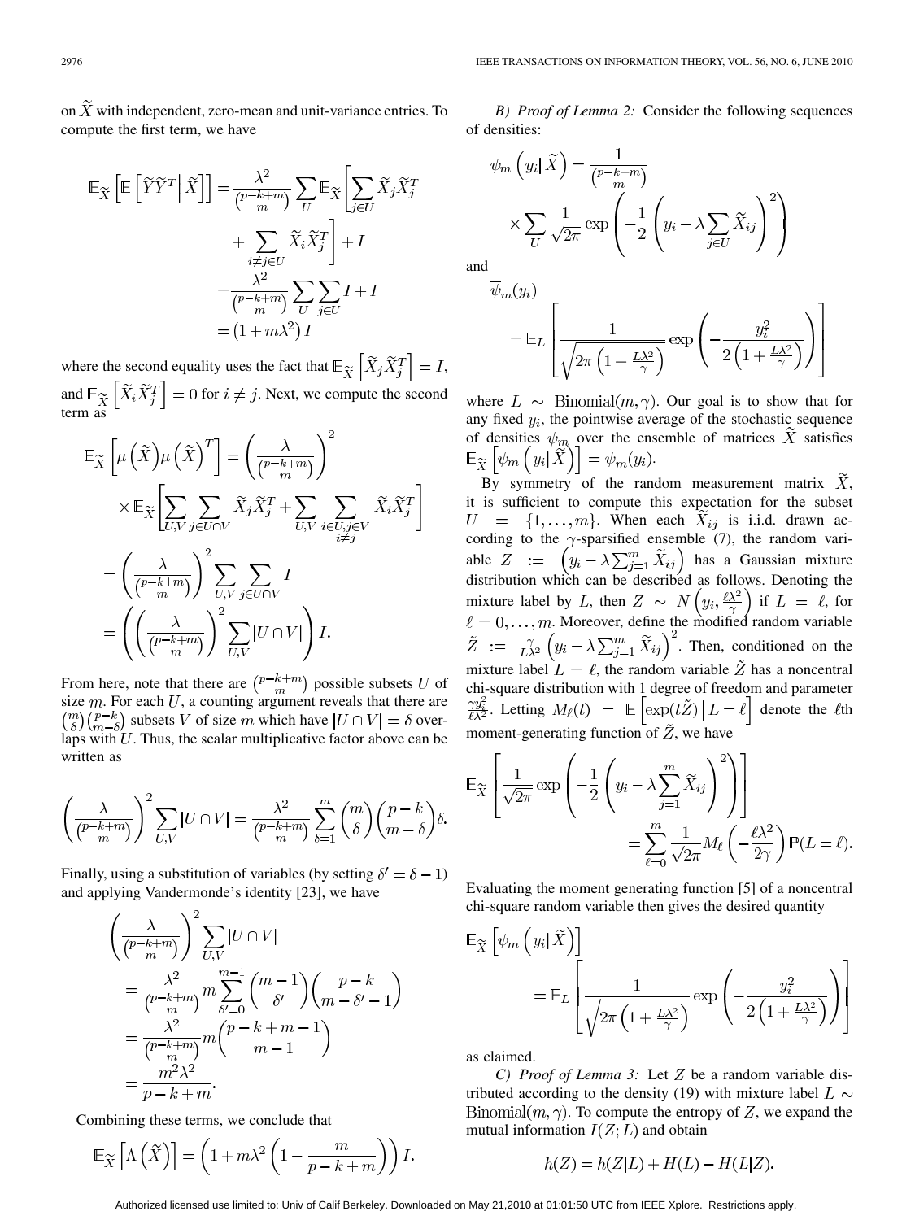on $\widetilde{X}$ with independent, zero-mean and unit-variance entries. To compute the first term, we have

$$
\begin{aligned}
\mathbb{E}_{\widetilde{X}}\left[\mathbb{E}\left[\widetilde{Y}\widetilde{Y}^T \,\middle|\, \widetilde{X}\right]\right] &= \frac{\lambda^2}{\binom{p-k+m}{m}} \sum_U \mathbb{E}_{\widetilde{X}}\left[\sum_{j\in U} \widetilde{X}_j \widetilde{X}_j^T \right.\\
&\quad \left. + \sum_{i\neq j \in U} \widetilde{X}_i \widetilde{X}_j^T\right] + I \\
&= \frac{\lambda^2}{\binom{p-k+m}{m}} \sum_U \sum_{j\in U} I + I \\
&= \left(1 + m\lambda^2\right) I
\end{aligned}
$$

where the second equality uses the fact that $\mathbb{E}_{\widetilde{X}}\left[\widetilde{X}_j \widetilde{X}_j^T\right] = I$, and $\mathbb{E}_{\widetilde{X}}\left[\widetilde{X}_i \widetilde{X}_j^T\right] = 0$ for $i \neq j$. Next, we compute the second term as

$$
\begin{aligned}
\mathbb{E}_{\widetilde{X}}\left[\mu\left(\widetilde{X}\right)\mu\left(\widetilde{X}\right)^T\right] &= \left(\frac{\lambda}{\binom{p-k+m}{m}}\right)^2 \\
&\quad \times \mathbb{E}_{\widetilde{X}}\left[\sum_{U,V}\sum_{j\in U\cap V} \widetilde{X}_j \widetilde{X}_j^T + \sum_{U,V}\sum_{\substack{i\in U, j\in V \\ i\neq j}} \widetilde{X}_i \widetilde{X}_j^T\right] \\
&= \left(\frac{\lambda}{\binom{p-k+m}{m}}\right)^2 \sum_{U,V}\sum_{j\in U\cap V} I \\
&= \left(\left(\frac{\lambda}{\binom{p-k+m}{m}}\right)^2 \sum_{U,V} |U\cap V|\right) I.
\end{aligned}
$$

From here, note that there are $\binom{p-k+m}{m}$ possible subsets $U$ of size $m$. For each $U$, a counting argument reveals that there are $\binom{m}{\delta}\binom{p-k}{m-\delta}$ subsets $V$ of size $m$ which have $|U\cap V| = \delta$ overlaps with $U$. Thus, the scalar multiplicative factor above can be written as

$$
\left(\frac{\lambda}{\binom{p-k+m}{m}}\right)^2 \sum_{U,V} |U\cap V| = \frac{\lambda^2}{\binom{p-k+m}{m}} \sum_{\delta=1}^{m} \binom{m}{\delta}\binom{p-k}{m-\delta}\delta.
$$

Finally, using a substitution of variables (by setting $\delta' = \delta - 1$) and applying Vandermonde's identity [23], we have

$$
\begin{aligned}
&\left(\frac{\lambda}{\binom{p-k+m}{m}}\right)^2 \sum_{U,V} |U\cap V| \\
&= \frac{\lambda^2}{\binom{p-k+m}{m}} m \sum_{\delta'=0}^{m-1} \binom{m-1}{\delta'}\binom{p-k}{m-\delta'-1} \\
&= \frac{\lambda^2}{\binom{p-k+m}{m}} m \binom{p-k+m-1}{m-1} \\
&= \frac{m^2\lambda^2}{p-k+m}.
\end{aligned}
$$

Combining these terms, we conclude that

$$
\mathbb{E}_{\widetilde{X}}\left[\Lambda\left(\widetilde{X}\right)\right] = \left(1 + m\lambda^2\left(1 - \frac{m}{p-k+m}\right)\right) I.
$$

*B) Proof of Lemma 2:* Consider the following sequences of densities:

$$
\psi_m\left(y_i \middle| \widetilde{X}\right) = \frac{1}{\binom{p-k+m}{m}} \times \sum_U \frac{1}{\sqrt{2\pi}} \exp\left(-\frac{1}{2}\left(y_i - \lambda \sum_{j\in U} \widetilde{X}_{ij}\right)^2\right)
$$

and

$$
\overline{\psi}_m(y_i) = \mathbb{E}_L\left[\frac{1}{\sqrt{2\pi\left(1 + \frac{L\lambda^2}{\gamma}\right)}} \exp\left(-\frac{y_i^2}{2\left(1 + \frac{L\lambda^2}{\gamma}\right)}\right)\right]
$$

where $L \sim \text{Binomial}(m,\gamma)$. Our goal is to show that for any fixed $y_i$, the pointwise average of the stochastic sequence of densities $\psi_m$ over the ensemble of matrices $\widetilde{X}$ satisfies $\mathbb{E}_{\widetilde{X}}\left[\psi_m\left(y_i \middle| \widetilde{X}\right)\right] = \overline{\psi}_m(y_i)$.

By symmetry of the random measurement matrix $\widetilde{X}$, it is sufficient to compute this expectation for the subset $U = \{1,\ldots,m\}$. When each $\widetilde{X}_{ij}$ is i.i.d. drawn according to the $\gamma$-sparsified ensemble (7), the random variable $Z := \left(y_i - \lambda\sum_{j=1}^m \widetilde{X}_{ij}\right)$ has a Gaussian mixture distribution which can be described as follows. Denoting the mixture label by $L$, then $Z \sim N\left(y_i, \frac{\ell\lambda^2}{\gamma}\right)$ if $L = \ell$, for $\ell = 0,\ldots,m$. Moreover, define the modified random variable $\tilde{Z} := \frac{\gamma}{L\lambda^2}\left(y_i - \lambda\sum_{j=1}^m \widetilde{X}_{ij}\right)^2$. Then, conditioned on the mixture label $L = \ell$, the random variable $\tilde{Z}$ has a noncentral chi-square distribution with 1 degree of freedom and parameter $\frac{\gamma y_i^2}{\ell\lambda^2}$. Letting $M_\ell(t) = \mathbb{E}\left[\exp(t\tilde{Z}) \,\middle|\, L = \ell\right]$ denote the $\ell$th moment-generating function of $\tilde{Z}$, we have

$$
\mathbb{E}_{\widetilde{X}}\left[\frac{1}{\sqrt{2\pi}}\exp\left(-\frac{1}{2}\left(y_i - \lambda\sum_{j=1}^m \widetilde{X}_{ij}\right)^2\right)\right] = \sum_{\ell=0}^m \frac{1}{\sqrt{2\pi}} M_\ell\left(-\frac{\ell\lambda^2}{2\gamma}\right)\mathbb{P}(L=\ell).
$$

Evaluating the moment generating function [5] of a noncentral chi-square random variable then gives the desired quantity

$$
\mathbb{E}_{\widetilde{X}}\left[\psi_m\left(y_i \middle| \widetilde{X}\right)\right] = \mathbb{E}_L\left[\frac{1}{\sqrt{2\pi\left(1 + \frac{L\lambda^2}{\gamma}\right)}} \exp\left(-\frac{y_i^2}{2\left(1 + \frac{L\lambda^2}{\gamma}\right)}\right)\right]
$$

as claimed.

*C) Proof of Lemma 3:* Let $Z$ be a random variable distributed according to the density (19) with mixture label $L \sim \text{Binomial}(m,\gamma)$. To compute the entropy of $Z$, we expand the mutual information $I(Z;L)$ and obtain

$$
h(Z) = h(Z|L) + H(L) - H(L|Z).
$$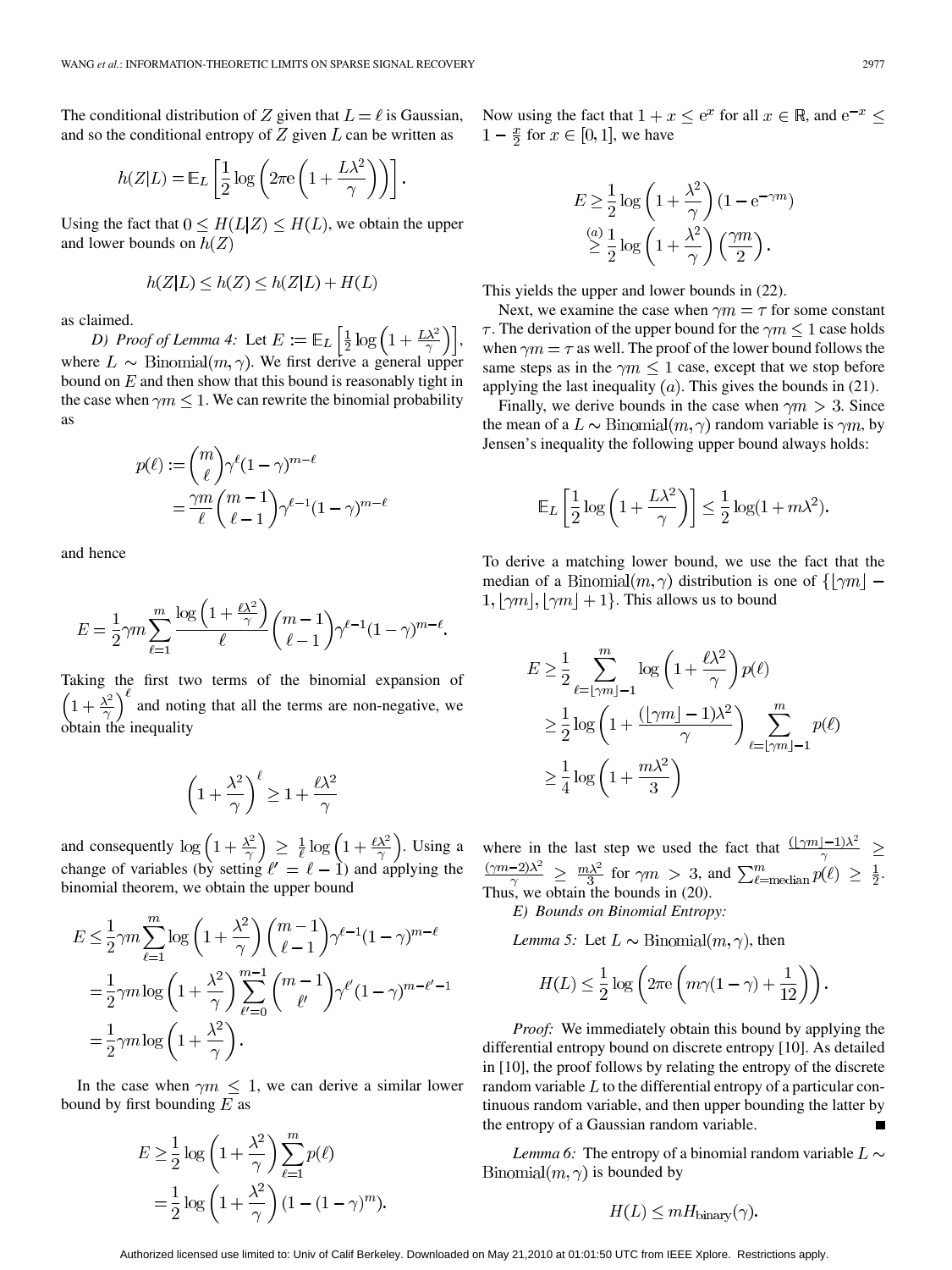The conditional distribution of $Z$ given that $L = \ell$ is Gaussian, and so the conditional entropy of $Z$ given $L$ can be written as

$$h(Z|L) = \mathbb{E}_L \left[ \frac{1}{2} \log \left( 2\pi e \left( 1 + \frac{L\lambda^2}{\gamma} \right) \right) \right].$$

Using the fact that $0 \leq H(L|Z) \leq H(L)$, we obtain the upper and lower bounds on $h(Z)$

$$h(Z|L) \leq h(Z) \leq h(Z|L) + H(L)$$

as claimed.

*D) Proof of Lemma 4:* Let $E := \mathbb{E}_L \left[ \frac{1}{2} \log \left( 1 + \frac{L\lambda^2}{\gamma} \right) \right]$, where $L \sim \text{Binomial}(m, \gamma)$. We first derive a general upper bound on $E$ and then show that this bound is reasonably tight in the case when $\gamma m \leq 1$. We can rewrite the binomial probability as

$$\begin{aligned} p(\ell) &:= \binom{m}{\ell} \gamma^{\ell} (1-\gamma)^{m-\ell} \\ &= \frac{\gamma m}{\ell} \binom{m-1}{\ell-1} \gamma^{\ell-1} (1-\gamma)^{m-\ell} \end{aligned}$$

and hence

$$E = \frac{1}{2} \gamma m \sum_{\ell=1}^{m} \frac{\log \left( 1 + \frac{\ell \lambda^2}{\gamma} \right)}{\ell} \binom{m-1}{\ell-1} \gamma^{\ell-1} (1-\gamma)^{m-\ell}.$$

Taking the first two terms of the binomial expansion of $\left( 1 + \frac{\lambda^2}{\gamma} \right)^{\ell}$ and noting that all the terms are non-negative, we obtain the inequality

$$\left( 1 + \frac{\lambda^2}{\gamma} \right)^{\ell} \geq 1 + \frac{\ell \lambda^2}{\gamma}$$

and consequently $\log \left( 1 + \frac{\lambda^2}{\gamma} \right) \geq \frac{1}{\ell} \log \left( 1 + \frac{\ell \lambda^2}{\gamma} \right)$. Using a change of variables (by setting $\ell' = \ell - 1$) and applying the binomial theorem, we obtain the upper bound

$$\begin{aligned} E &\leq \frac{1}{2} \gamma m \sum_{\ell=1}^{m} \log \left( 1 + \frac{\lambda^2}{\gamma} \right) \binom{m-1}{\ell-1} \gamma^{\ell-1} (1-\gamma)^{m-\ell} \\ &= \frac{1}{2} \gamma m \log \left( 1 + \frac{\lambda^2}{\gamma} \right) \sum_{\ell'=0}^{m-1} \binom{m-1}{\ell'} \gamma^{\ell'} (1-\gamma)^{m-\ell'-1} \\ &= \frac{1}{2} \gamma m \log \left( 1 + \frac{\lambda^2}{\gamma} \right). \end{aligned}$$

In the case when $\gamma m \leq 1$, we can derive a similar lower bound by first bounding $E$ as

$$\begin{aligned} E &\geq \frac{1}{2} \log \left( 1 + \frac{\lambda^2}{\gamma} \right) \sum_{\ell=1}^{m} p(\ell) \\ &= \frac{1}{2} \log \left( 1 + \frac{\lambda^2}{\gamma} \right) (1 - (1-\gamma)^m). \end{aligned}$$

Now using the fact that $1 + x \leq e^x$ for all $x \in \mathbb{R}$, and $e^{-x} \leq 1 - \frac{x}{2}$ for $x \in [0, 1]$, we have

$$\begin{aligned} E &\geq \frac{1}{2} \log \left( 1 + \frac{\lambda^2}{\gamma} \right) (1 - e^{-\gamma m}) \\ &\stackrel{(a)}{\geq} \frac{1}{2} \log \left( 1 + \frac{\lambda^2}{\gamma} \right) \left( \frac{\gamma m}{2} \right). \end{aligned}$$

This yields the upper and lower bounds in (22).

Next, we examine the case when $\gamma m = \tau$ for some constant $\tau$. The derivation of the upper bound for the $\gamma m \leq 1$ case holds when $\gamma m = \tau$ as well. The proof of the lower bound follows the same steps as in the $\gamma m \leq 1$ case, except that we stop before applying the last inequality $(a)$. This gives the bounds in (21).

Finally, we derive bounds in the case when $\gamma m > 3$. Since the mean of a $L \sim \text{Binomial}(m, \gamma)$ random variable is $\gamma m$, by Jensen's inequality the following upper bound always holds:

$$\mathbb{E}_L \left[ \frac{1}{2} \log \left( 1 + \frac{L\lambda^2}{\gamma} \right) \right] \leq \frac{1}{2} \log(1 + m\lambda^2).$$

To derive a matching lower bound, we use the fact that the median of a $\text{Binomial}(m, \gamma)$ distribution is one of $\{\lfloor \gamma m \rfloor - 1, \lfloor \gamma m \rfloor, \lfloor \gamma m \rfloor + 1\}$. This allows us to bound

$$\begin{aligned} E &\geq \frac{1}{2} \sum_{\ell=\lfloor \gamma m \rfloor - 1}^{m} \log \left( 1 + \frac{\ell \lambda^2}{\gamma} \right) p(\ell) \\ &\geq \frac{1}{2} \log \left( 1 + \frac{(\lfloor \gamma m \rfloor - 1)\lambda^2}{\gamma} \right) \sum_{\ell=\lfloor \gamma m \rfloor - 1}^{m} p(\ell) \\ &\geq \frac{1}{4} \log \left( 1 + \frac{m\lambda^2}{3} \right) \end{aligned}$$

where in the last step we used the fact that $\frac{(\lfloor \gamma m \rfloor - 1)\lambda^2}{\gamma} \geq \frac{(\gamma m - 2)\lambda^2}{\gamma} \geq \frac{m\lambda^2}{3}$ for $\gamma m > 3$, and $\sum_{\ell=\text{median}}^{m} p(\ell) \geq \frac{1}{2}$. Thus, we obtain the bounds in (20).

*E) Bounds on Binomial Entropy:*

*Lemma 5:* Let $L \sim \text{Binomial}(m, \gamma)$, then

$$H(L) \leq \frac{1}{2} \log \left( 2\pi e \left( m\gamma(1-\gamma) + \frac{1}{12} \right) \right).$$

*Proof:* We immediately obtain this bound by applying the differential entropy bound on discrete entropy [10]. As detailed in [10], the proof follows by relating the entropy of the discrete random variable $L$ to the differential entropy of a particular continuous random variable, and then upper bounding the latter by the entropy of a Gaussian random variable. ■

*Lemma 6:* The entropy of a binomial random variable $L \sim \text{Binomial}(m, \gamma)$ is bounded by

$$H(L) \leq m H_{\text{binary}}(\gamma).$$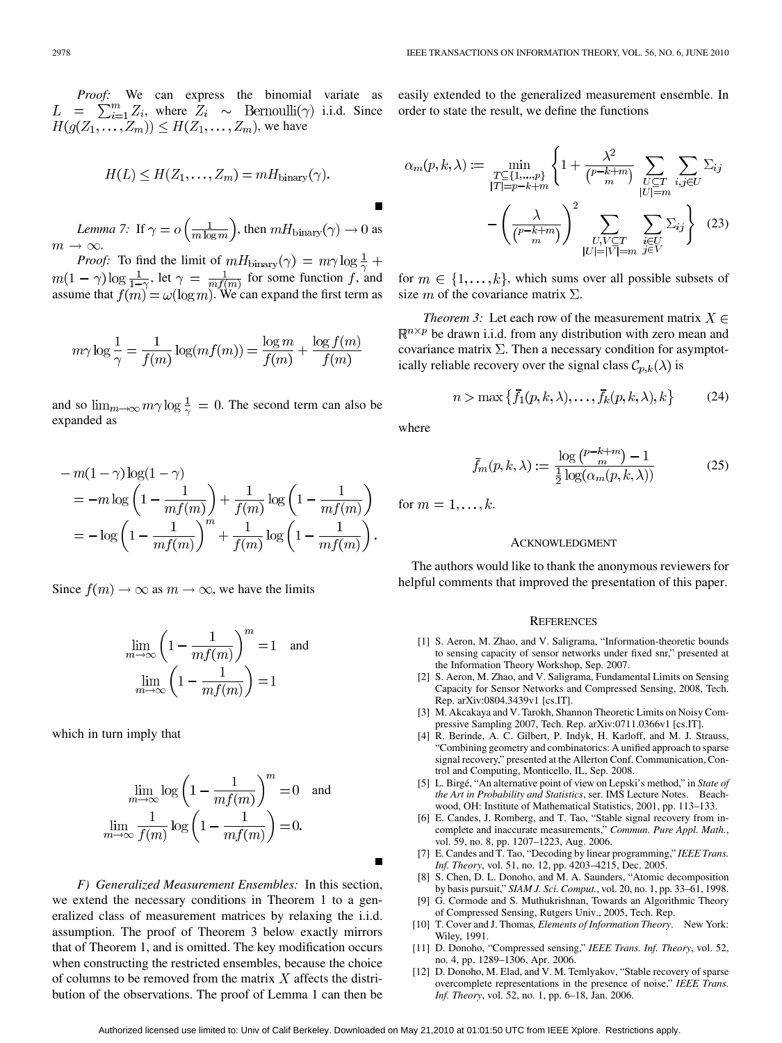*Proof:* We can express the binomial variate as $L = \sum_{i=1}^{m} Z_i$, where $Z_i \sim \text{Bernoulli}(\gamma)$ i.i.d. Since $H(g(Z_1,\ldots,Z_m)) \leq H(Z_1,\ldots,Z_m)$, we have

$$H(L) \leq H(Z_1,\ldots,Z_m) = mH_{\text{binary}}(\gamma).$$

■

*Lemma 7:* If $\gamma = o\left(\frac{1}{m \log m}\right)$, then $mH_{\text{binary}}(\gamma) \to 0$ as $m \to \infty$.

*Proof:* To find the limit of $mH_{\text{binary}}(\gamma) = m\gamma \log \frac{1}{\gamma} + m(1-\gamma)\log\frac{1}{1-\gamma}$, let $\gamma = \frac{1}{mf(m)}$ for some function $f$, and assume that $f(m) = \omega(\log m)$. We can expand the first term as

$$m\gamma \log \frac{1}{\gamma} = \frac{1}{f(m)}\log(mf(m)) = \frac{\log m}{f(m)} + \frac{\log f(m)}{f(m)}$$

and so $\lim_{m\to\infty} m\gamma\log\frac{1}{\gamma} = 0$. The second term can also be expanded as

$$\begin{aligned}
&-m(1-\gamma)\log(1-\gamma) \\
&= -m\log\left(1 - \frac{1}{mf(m)}\right) + \frac{1}{f(m)}\log\left(1 - \frac{1}{mf(m)}\right) \\
&= -\log\left(1 - \frac{1}{mf(m)}\right)^m + \frac{1}{f(m)}\log\left(1 - \frac{1}{mf(m)}\right).
\end{aligned}$$

Since $f(m) \to \infty$ as $m \to \infty$, we have the limits

$$\lim_{m\to\infty}\left(1 - \frac{1}{mf(m)}\right)^m = 1 \quad \text{and} \quad \lim_{m\to\infty}\left(1 - \frac{1}{mf(m)}\right) = 1$$

which in turn imply that

$$\lim_{m\to\infty}\log\left(1 - \frac{1}{mf(m)}\right)^m = 0 \quad \text{and} \quad \lim_{m\to\infty}\frac{1}{f(m)}\log\left(1 - \frac{1}{mf(m)}\right) = 0.$$

■

*F) Generalized Measurement Ensembles:* In this section, we extend the necessary conditions in Theorem 1 to a generalized class of measurement matrices by relaxing the i.i.d. assumption. The proof of Theorem 3 below exactly mirrors that of Theorem 1, and is omitted. The key modification occurs when constructing the restricted ensembles, because the choice of columns to be removed from the matrix $X$ affects the distribution of the observations. The proof of Lemma 1 can then be easily extended to the generalized measurement ensemble. In order to state the result, we define the functions

$$\alpha_m(p,k,\lambda) := \min_{\substack{T\subseteq\{1,\ldots,p\} \\ |T|=p-k+m}} \left\{ 1 + \frac{\lambda^2}{\binom{p-k+m}{m}} \sum_{\substack{U\subseteq T \\ |U|=m}} \sum_{i,j\in U} \Sigma_{ij} - \left(\frac{\lambda}{\binom{p-k+m}{m}}\right)^2 \sum_{\substack{U,V\subseteq T \\ |U|=|V|=m}} \sum_{\substack{i\in U \\ j\in V}} \Sigma_{ij} \right\} \quad (23)$$

for $m \in \{1,\ldots,k\}$, which sums over all possible subsets of size $m$ of the covariance matrix $\Sigma$.

*Theorem 3:* Let each row of the measurement matrix $X \in \mathbb{R}^{n\times p}$ be drawn i.i.d. from any distribution with zero mean and covariance matrix $\Sigma$. Then a necessary condition for asymptotically reliable recovery over the signal class $\mathcal{C}_{p,k}(\lambda)$ is

$$n > \max\left\{\bar{f}_1(p,k,\lambda),\ldots,\bar{f}_k(p,k,\lambda),k\right\} \quad (24)$$

where

$$\bar{f}_m(p,k,\lambda) := \frac{\log\binom{p-k+m}{m} - 1}{\frac{1}{2}\log(\alpha_m(p,k,\lambda))} \quad (25)$$

for $m = 1,\ldots,k$.

## Acknowledgment

The authors would like to thank the anonymous reviewers for helpful comments that improved the presentation of this paper.

## References

[1] S. Aeron, M. Zhao, and V. Saligrama, "Information-theoretic bounds to sensing capacity of sensor networks under fixed snr," presented at the Information Theory Workshop, Sep. 2007.

[2] S. Aeron, M. Zhao, and V. Saligrama, Fundamental Limits on Sensing Capacity for Sensor Networks and Compressed Sensing, 2008, Tech. Rep. arXiv:0804.3439v1 [cs.IT].

[3] M. Akcakaya and V. Tarokh, Shannon Theoretic Limits on Noisy Compressive Sampling 2007, Tech. Rep. arXiv:0711.0366v1 [cs.IT].

[4] R. Berinde, A. C. Gilbert, P. Indyk, H. Karloff, and M. J. Strauss, "Combining geometry and combinatorics: A unified approach to sparse signal recovery," presented at the Allerton Conf. Communication, Control and Computing, Monticello, IL, Sep. 2008.

[5] L. Birgé, "An alternative point of view on Lepski's method," in *State of the Art in Probability and Statistics*, ser. IMS Lecture Notes. Beachwood, OH: Institute of Mathematical Statistics, 2001, pp. 113–133.

[6] E. Candes, J. Romberg, and T. Tao, "Stable signal recovery from incomplete and inaccurate measurements," *Commun. Pure Appl. Math.*, vol. 59, no. 8, pp. 1207–1223, Aug. 2006.

[7] E. Candes and T. Tao, "Decoding by linear programming," *IEEE Trans. Inf. Theory*, vol. 51, no. 12, pp. 4203–4215, Dec. 2005.

[8] S. Chen, D. L. Donoho, and M. A. Saunders, "Atomic decomposition by basis pursuit," *SIAM J. Sci. Comput.*, vol. 20, no. 1, pp. 33–61, 1998.

[9] G. Cormode and S. Muthukrishnan, Towards an Algorithmic Theory of Compressed Sensing, Rutgers Univ., 2005, Tech. Rep.

[10] T. Cover and J. Thomas, *Elements of Information Theory*. New York: Wiley, 1991.

[11] D. Donoho, "Compressed sensing," *IEEE Trans. Inf. Theory*, vol. 52, no. 4, pp. 1289–1306, Apr. 2006.

[12] D. Donoho, M. Elad, and V. M. Temlyakov, "Stable recovery of sparse overcomplete representations in the presence of noise," *IEEE Trans. Inf. Theory*, vol. 52, no. 1, pp. 6–18, Jan. 2006.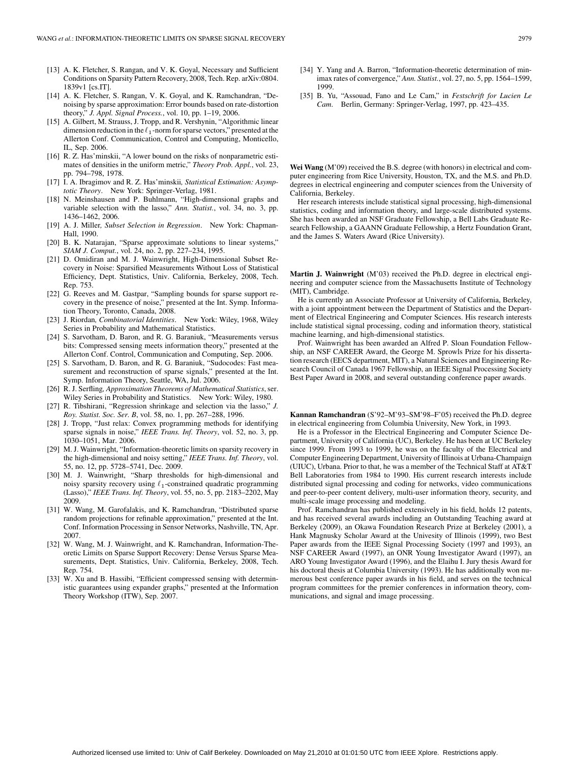[13] A. K. Fletcher, S. Rangan, and V. K. Goyal, Necessary and Sufficient Conditions on Sparsity Pattern Recovery, 2008, Tech. Rep. arXiv:0804.1839v1 [cs.IT].

[14] A. K. Fletcher, S. Rangan, V. K. Goyal, and K. Ramchandran, "Denoising by sparse approximation: Error bounds based on rate-distortion theory," *J. Appl. Signal Process.*, vol. 10, pp. 1–19, 2006.

[15] A. Gilbert, M. Strauss, J. Tropp, and R. Vershynin, "Algorithmic linear dimension reduction in the $\ell_1$-norm for sparse vectors," presented at the Allerton Conf. Communication, Control and Computing, Monticello, IL, Sep. 2006.

[16] R. Z. Has'minskii, "A lower bound on the risks of nonparametric estimates of densities in the uniform metric," *Theory Prob. Appl.*, vol. 23, pp. 794–798, 1978.

[17] I. A. Ibragimov and R. Z. Has'minskii, *Statistical Estimation: Asymptotic Theory*. New York: Springer-Verlag, 1981.

[18] N. Meinshausen and P. Buhlmann, "High-dimensional graphs and variable selection with the lasso," *Ann. Statist.*, vol. 34, no. 3, pp. 1436–1462, 2006.

[19] A. J. Miller, *Subset Selection in Regression*. New York: Chapman-Hall, 1990.

[20] B. K. Natarajan, "Sparse approximate solutions to linear systems," *SIAM J. Comput.*, vol. 24, no. 2, pp. 227–234, 1995.

[21] D. Omidiran and M. J. Wainwright, High-Dimensional Subset Recovery in Noise: Sparsified Measurements Without Loss of Statistical Efficiency, Dept. Statistics, Univ. California, Berkeley, 2008, Tech. Rep. 753.

[22] G. Reeves and M. Gastpar, "Sampling bounds for sparse support recovery in the presence of noise," presented at the Int. Symp. Information Theory, Toronto, Canada, 2008.

[23] J. Riordan, *Combinatorial Identities*. New York: Wiley, 1968, Wiley Series in Probability and Mathematical Statistics.

[24] S. Sarvotham, D. Baron, and R. G. Baraniuk, "Measurements versus bits: Compressed sensing meets information theory," presented at the Allerton Conf. Control, Communication and Computing, Sep. 2006.

[25] S. Sarvotham, D. Baron, and R. G. Baraniuk, "Sudocodes: Fast measurement and reconstruction of sparse signals," presented at the Int. Symp. Information Theory, Seattle, WA, Jul. 2006.

[26] R. J. Serfling, *Approximation Theorems of Mathematical Statistics*, ser. Wiley Series in Probability and Statistics. New York: Wiley, 1980.

[27] R. Tibshirani, "Regression shrinkage and selection via the lasso," *J. Roy. Statist. Soc. Ser. B*, vol. 58, no. 1, pp. 267–288, 1996.

[28] J. Tropp, "Just relax: Convex programming methods for identifying sparse signals in noise," *IEEE Trans. Inf. Theory*, vol. 52, no. 3, pp. 1030–1051, Mar. 2006.

[29] M. J. Wainwright, "Information-theoretic limits on sparsity recovery in the high-dimensional and noisy setting," *IEEE Trans. Inf. Theory*, vol. 55, no. 12, pp. 5728–5741, Dec. 2009.

[30] M. J. Wainwright, "Sharp thresholds for high-dimensional and noisy sparsity recovery using $\ell_1$-constrained quadratic programming (Lasso)," *IEEE Trans. Inf. Theory*, vol. 55, no. 5, pp. 2183–2202, May 2009.

[31] W. Wang, M. Garofalakis, and K. Ramchandran, "Distributed sparse random projections for refinable approximation," presented at the Int. Conf. Information Processing in Sensor Networks, Nashville, TN, Apr. 2007.

[32] W. Wang, M. J. Wainwright, and K. Ramchandran, Information-Theoretic Limits on Sparse Support Recovery: Dense Versus Sparse Measurements, Dept. Statistics, Univ. California, Berkeley, 2008, Tech. Rep. 754.

[33] W. Xu and B. Hassibi, "Efficient compressed sensing with deterministic guarantees using expander graphs," presented at the Information Theory Workshop (ITW), Sep. 2007.

[34] Y. Yang and A. Barron, "Information-theoretic determination of minimax rates of convergence," *Ann. Statist.*, vol. 27, no. 5, pp. 1564–1599, 1999.

[35] B. Yu, "Assouad, Fano and Le Cam," in *Festschrift for Lucien Le Cam*. Berlin, Germany: Springer-Verlag, 1997, pp. 423–435.

**Wei Wang** (M'09) received the B.S. degree (with honors) in electrical and computer engineering from Rice University, Houston, TX, and the M.S. and Ph.D. degrees in electrical engineering and computer sciences from the University of California, Berkeley.

Her research interests include statistical signal processing, high-dimensional statistics, coding and information theory, and large-scale distributed systems. She has been awarded an NSF Graduate Fellowship, a Bell Labs Graduate Research Fellowship, a GAANN Graduate Fellowship, a Hertz Foundation Grant, and the James S. Waters Award (Rice University).

**Martin J. Wainwright** (M'03) received the Ph.D. degree in electrical engineering and computer science from the Massachusetts Institute of Technology (MIT), Cambridge.

He is currently an Associate Professor at University of California, Berkeley, with a joint appointment between the Department of Statistics and the Department of Electrical Engineering and Computer Sciences. His research interests include statistical signal processing, coding and information theory, statistical machine learning, and high-dimensional statistics.

Prof. Wainwright has been awarded an Alfred P. Sloan Foundation Fellowship, an NSF CAREER Award, the George M. Sprowls Prize for his dissertation research (EECS department, MIT), a Natural Sciences and Engineering Research Council of Canada 1967 Fellowship, an IEEE Signal Processing Society Best Paper Award in 2008, and several outstanding conference paper awards.

**Kannan Ramchandran** (S'92–M'93–SM'98–F'05) received the Ph.D. degree in electrical engineering from Columbia University, New York, in 1993.

He is a Professor in the Electrical Engineering and Computer Science Department, University of California (UC), Berkeley. He has been at UC Berkeley since 1999. From 1993 to 1999, he was on the faculty of the Electrical and Computer Engineering Department, University of Illinois at Urbana-Champaign (UIUC), Urbana. Prior to that, he was a member of the Technical Staff at AT&T Bell Laboratories from 1984 to 1990. His current research interests include distributed signal processing and coding for networks, video communications and peer-to-peer content delivery, multi-user information theory, security, and multi-scale image processing and modeling.

Prof. Ramchandran has published extensively in his field, holds 12 patents, and has received several awards including an Outstanding Teaching award at Berkeley (2009), an Okawa Foundation Research Prize at Berkeley (2001), a Hank Magnusky Scholar Award at the Univesity of Illinois (1999), two Best Paper awards from the IEEE Signal Processing Society (1997 and 1993), an NSF CAREER Award (1997), an ONR Young Investigator Award (1997), an ARO Young Investigator Award (1996), and the Elaihu I. Jury thesis Award for his doctoral thesis at Columbia University (1993). He has additionally won numerous best conference paper awards in his field, and serves on the technical program committees for the premier conferences in information theory, communications, and signal and image processing.